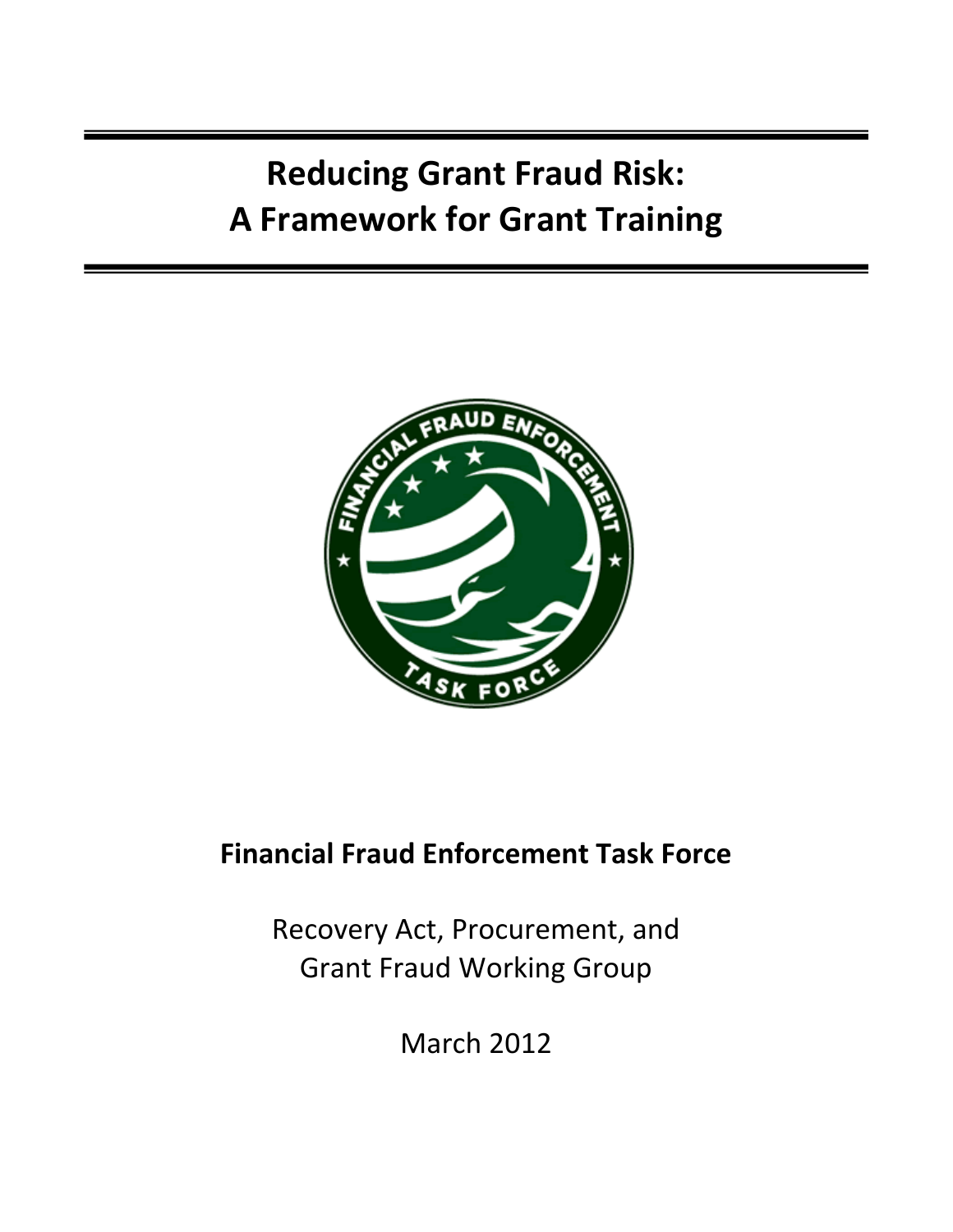# Reducing Grant Fraud Risk: A Framework for Grant Training

**Financial Fraud Enforcement Task Force**

Recovery Act, Procurement, and Grant Fraud Working Group

March 2012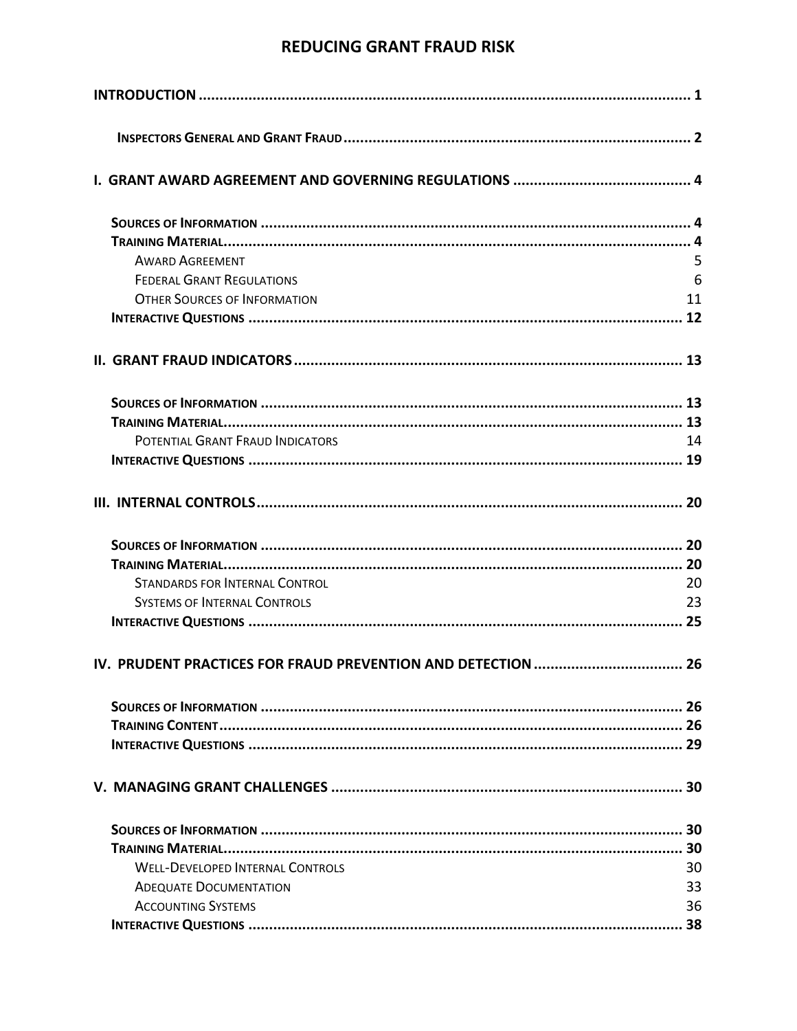# REDUCING GRANT FRAUD RISK

**INTRODUCTION** .......... **1**

**Inspectors General and Grant Fraud** .......... **2**

**I. GRANT AWARD AGREEMENT AND GOVERNING REGULATIONS** .......... **4**

- **Sources of Information** .......... **4**
- **Training Material** .......... **4**
  - Award Agreement .......... 5
  - Federal Grant Regulations .......... 6
  - Other Sources of Information .......... 11
- **Interactive Questions** .......... **12**

**II. GRANT FRAUD INDICATORS** .......... **13**

- **Sources of Information** .......... **13**
- **Training Material** .......... **13**
  - Potential Grant Fraud Indicators .......... 14
- **Interactive Questions** .......... **19**

**III. INTERNAL CONTROLS** .......... **20**

- **Sources of Information** .......... **20**
- **Training Material** .......... **20**
  - Standards for Internal Control .......... 20
  - Systems of Internal Controls .......... 23
- **Interactive Questions** .......... **25**

**IV. PRUDENT PRACTICES FOR FRAUD PREVENTION AND DETECTION** .......... **26**

- **Sources of Information** .......... **26**
- **Training Content** .......... **26**
- **Interactive Questions** .......... **29**

**V. MANAGING GRANT CHALLENGES** .......... **30**

- **Sources of Information** .......... **30**
- **Training Material** .......... **30**
  - Well-Developed Internal Controls .......... 30
  - Adequate Documentation .......... 33
  - Accounting Systems .......... 36
- **Interactive Questions** .......... **38**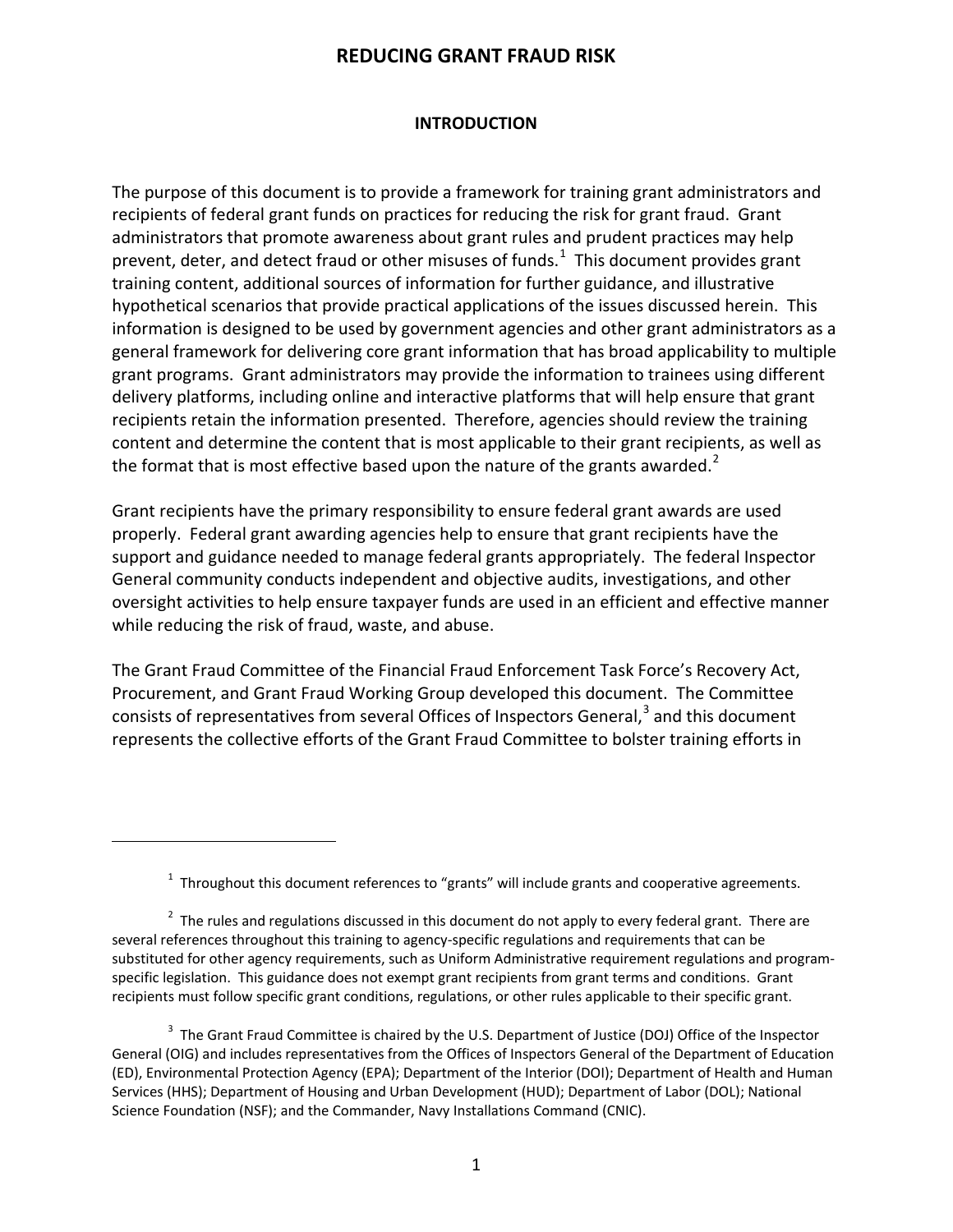# REDUCING GRANT FRAUD RISK

## INTRODUCTION

The purpose of this document is to provide a framework for training grant administrators and recipients of federal grant funds on practices for reducing the risk for grant fraud. Grant administrators that promote awareness about grant rules and prudent practices may help prevent, deter, and detect fraud or other misuses of funds.[1] This document provides grant training content, additional sources of information for further guidance, and illustrative hypothetical scenarios that provide practical applications of the issues discussed herein. This information is designed to be used by government agencies and other grant administrators as a general framework for delivering core grant information that has broad applicability to multiple grant programs. Grant administrators may provide the information to trainees using different delivery platforms, including online and interactive platforms that will help ensure that grant recipients retain the information presented. Therefore, agencies should review the training content and determine the content that is most applicable to their grant recipients, as well as the format that is most effective based upon the nature of the grants awarded.[2]

Grant recipients have the primary responsibility to ensure federal grant awards are used properly. Federal grant awarding agencies help to ensure that grant recipients have the support and guidance needed to manage federal grants appropriately. The federal Inspector General community conducts independent and objective audits, investigations, and other oversight activities to help ensure taxpayer funds are used in an efficient and effective manner while reducing the risk of fraud, waste, and abuse.

The Grant Fraud Committee of the Financial Fraud Enforcement Task Force's Recovery Act, Procurement, and Grant Fraud Working Group developed this document. The Committee consists of representatives from several Offices of Inspectors General,[3] and this document represents the collective efforts of the Grant Fraud Committee to bolster training efforts in

---

[1] Throughout this document references to "grants" will include grants and cooperative agreements.

[2] The rules and regulations discussed in this document do not apply to every federal grant. There are several references throughout this training to agency-specific regulations and requirements that can be substituted for other agency requirements, such as Uniform Administrative requirement regulations and program-specific legislation. This guidance does not exempt grant recipients from grant terms and conditions. Grant recipients must follow specific grant conditions, regulations, or other rules applicable to their specific grant.

[3] The Grant Fraud Committee is chaired by the U.S. Department of Justice (DOJ) Office of the Inspector General (OIG) and includes representatives from the Offices of Inspectors General of the Department of Education (ED), Environmental Protection Agency (EPA); Department of the Interior (DOI); Department of Health and Human Services (HHS); Department of Housing and Urban Development (HUD); Department of Labor (DOL); National Science Foundation (NSF); and the Commander, Navy Installations Command (CNIC).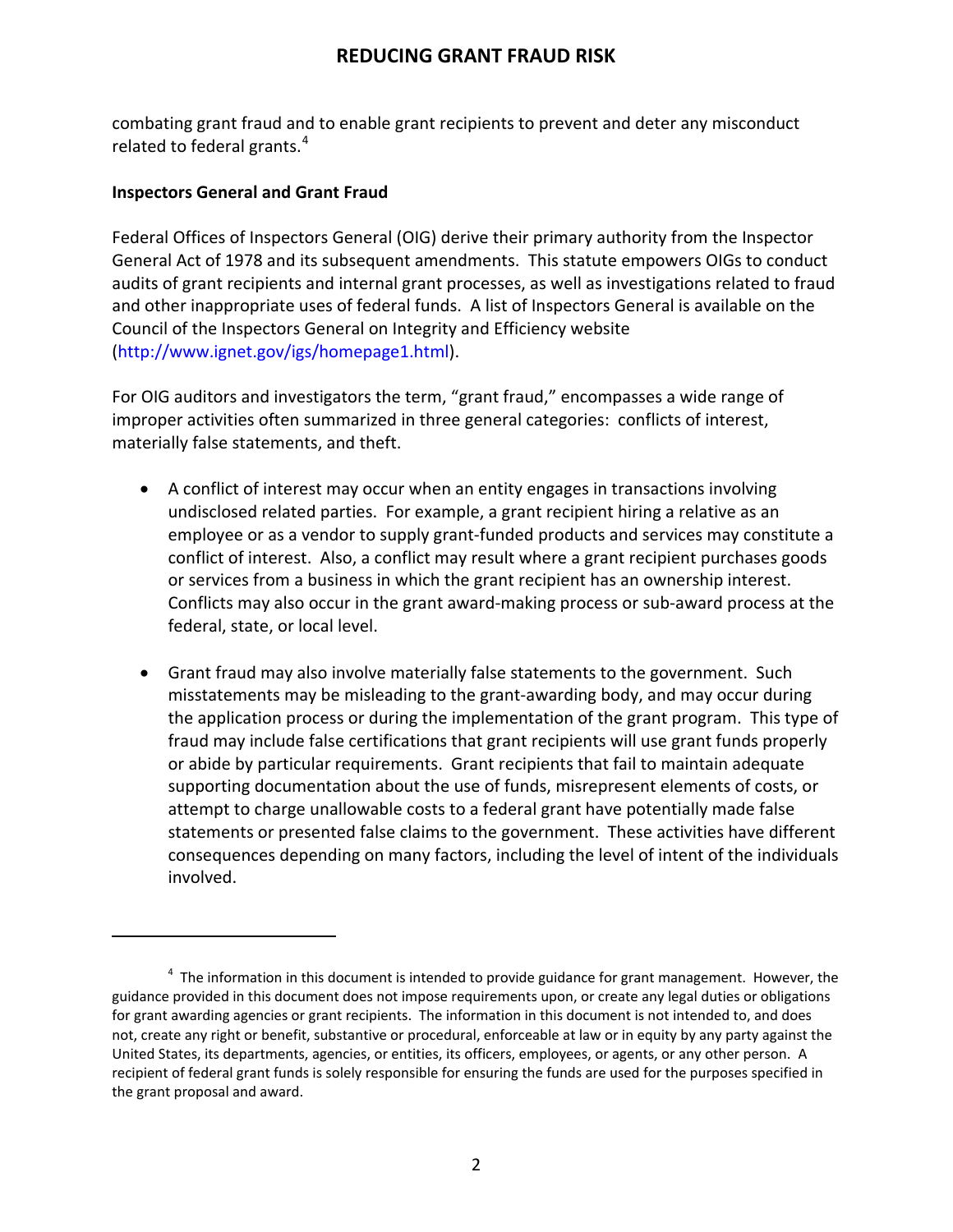combating grant fraud and to enable grant recipients to prevent and deter any misconduct related to federal grants.[4]

**Inspectors General and Grant Fraud**

Federal Offices of Inspectors General (OIG) derive their primary authority from the Inspector General Act of 1978 and its subsequent amendments. This statute empowers OIGs to conduct audits of grant recipients and internal grant processes, as well as investigations related to fraud and other inappropriate uses of federal funds. A list of Inspectors General is available on the Council of the Inspectors General on Integrity and Efficiency website (http://www.ignet.gov/igs/homepage1.html).

For OIG auditors and investigators the term, "grant fraud," encompasses a wide range of improper activities often summarized in three general categories: conflicts of interest, materially false statements, and theft.

- A conflict of interest may occur when an entity engages in transactions involving undisclosed related parties. For example, a grant recipient hiring a relative as an employee or as a vendor to supply grant-funded products and services may constitute a conflict of interest. Also, a conflict may result where a grant recipient purchases goods or services from a business in which the grant recipient has an ownership interest. Conflicts may also occur in the grant award-making process or sub-award process at the federal, state, or local level.

- Grant fraud may also involve materially false statements to the government. Such misstatements may be misleading to the grant-awarding body, and may occur during the application process or during the implementation of the grant program. This type of fraud may include false certifications that grant recipients will use grant funds properly or abide by particular requirements. Grant recipients that fail to maintain adequate supporting documentation about the use of funds, misrepresent elements of costs, or attempt to charge unallowable costs to a federal grant have potentially made false statements or presented false claims to the government. These activities have different consequences depending on many factors, including the level of intent of the individuals involved.

---

[4] The information in this document is intended to provide guidance for grant management. However, the guidance provided in this document does not impose requirements upon, or create any legal duties or obligations for grant awarding agencies or grant recipients. The information in this document is not intended to, and does not, create any right or benefit, substantive or procedural, enforceable at law or in equity by any party against the United States, its departments, agencies, or entities, its officers, employees, or agents, or any other person. A recipient of federal grant funds is solely responsible for ensuring the funds are used for the purposes specified in the grant proposal and award.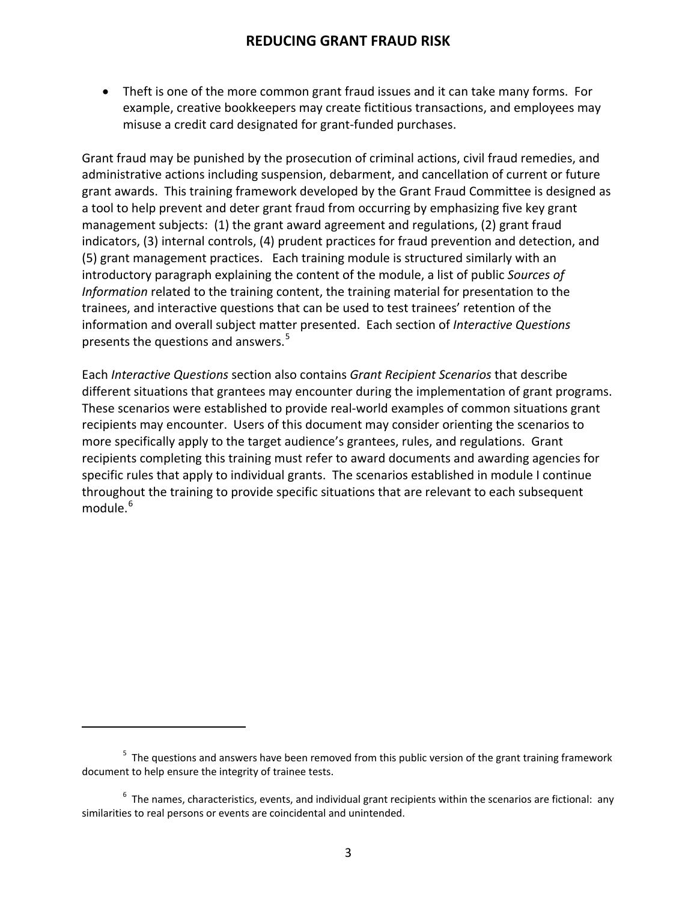- Theft is one of the more common grant fraud issues and it can take many forms. For example, creative bookkeepers may create fictitious transactions, and employees may misuse a credit card designated for grant-funded purchases.

Grant fraud may be punished by the prosecution of criminal actions, civil fraud remedies, and administrative actions including suspension, debarment, and cancellation of current or future grant awards. This training framework developed by the Grant Fraud Committee is designed as a tool to help prevent and deter grant fraud from occurring by emphasizing five key grant management subjects: (1) the grant award agreement and regulations, (2) grant fraud indicators, (3) internal controls, (4) prudent practices for fraud prevention and detection, and (5) grant management practices. Each training module is structured similarly with an introductory paragraph explaining the content of the module, a list of public *Sources of Information* related to the training content, the training material for presentation to the trainees, and interactive questions that can be used to test trainees' retention of the information and overall subject matter presented. Each section of *Interactive Questions* presents the questions and answers.[5]

Each *Interactive Questions* section also contains *Grant Recipient Scenarios* that describe different situations that grantees may encounter during the implementation of grant programs. These scenarios were established to provide real-world examples of common situations grant recipients may encounter. Users of this document may consider orienting the scenarios to more specifically apply to the target audience's grantees, rules, and regulations. Grant recipients completing this training must refer to award documents and awarding agencies for specific rules that apply to individual grants. The scenarios established in module I continue throughout the training to provide specific situations that are relevant to each subsequent module.[6]

---

[5] The questions and answers have been removed from this public version of the grant training framework document to help ensure the integrity of trainee tests.

[6] The names, characteristics, events, and individual grant recipients within the scenarios are fictional: any similarities to real persons or events are coincidental and unintended.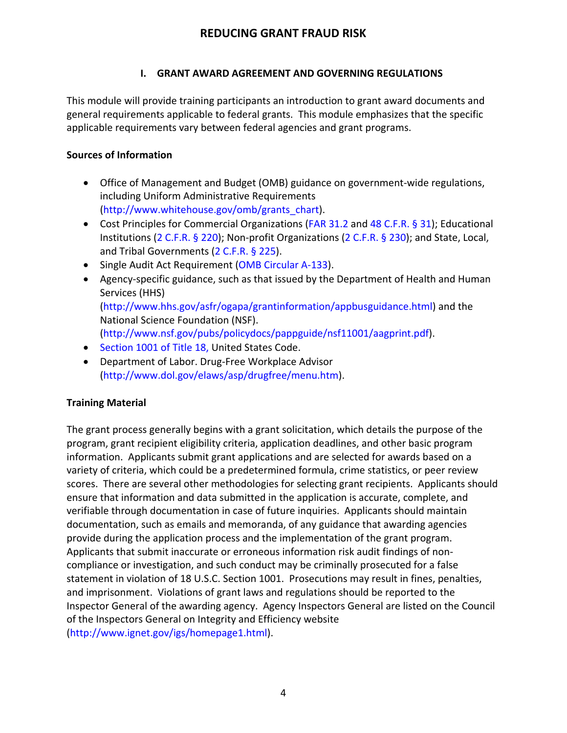# REDUCING GRANT FRAUD RISK

## I. GRANT AWARD AGREEMENT AND GOVERNING REGULATIONS

This module will provide training participants an introduction to grant award documents and general requirements applicable to federal grants. This module emphasizes that the specific applicable requirements vary between federal agencies and grant programs.

**Sources of Information**

- Office of Management and Budget (OMB) guidance on government-wide regulations, including Uniform Administrative Requirements (http://www.whitehouse.gov/omb/grants_chart).
- Cost Principles for Commercial Organizations (FAR 31.2 and 48 C.F.R. § 31); Educational Institutions (2 C.F.R. § 220); Non-profit Organizations (2 C.F.R. § 230); and State, Local, and Tribal Governments (2 C.F.R. § 225).
- Single Audit Act Requirement (OMB Circular A-133).
- Agency-specific guidance, such as that issued by the Department of Health and Human Services (HHS) (http://www.hhs.gov/asfr/ogapa/grantinformation/appbusguidance.html) and the National Science Foundation (NSF). (http://www.nsf.gov/pubs/policydocs/pappguide/nsf11001/aagprint.pdf).
- Section 1001 of Title 18, United States Code.
- Department of Labor. Drug-Free Workplace Advisor (http://www.dol.gov/elaws/asp/drugfree/menu.htm).

**Training Material**

The grant process generally begins with a grant solicitation, which details the purpose of the program, grant recipient eligibility criteria, application deadlines, and other basic program information. Applicants submit grant applications and are selected for awards based on a variety of criteria, which could be a predetermined formula, crime statistics, or peer review scores. There are several other methodologies for selecting grant recipients. Applicants should ensure that information and data submitted in the application is accurate, complete, and verifiable through documentation in case of future inquiries. Applicants should maintain documentation, such as emails and memoranda, of any guidance that awarding agencies provide during the application process and the implementation of the grant program. Applicants that submit inaccurate or erroneous information risk audit findings of non-compliance or investigation, and such conduct may be criminally prosecuted for a false statement in violation of 18 U.S.C. Section 1001. Prosecutions may result in fines, penalties, and imprisonment. Violations of grant laws and regulations should be reported to the Inspector General of the awarding agency. Agency Inspectors General are listed on the Council of the Inspectors General on Integrity and Efficiency website (http://www.ignet.gov/igs/homepage1.html).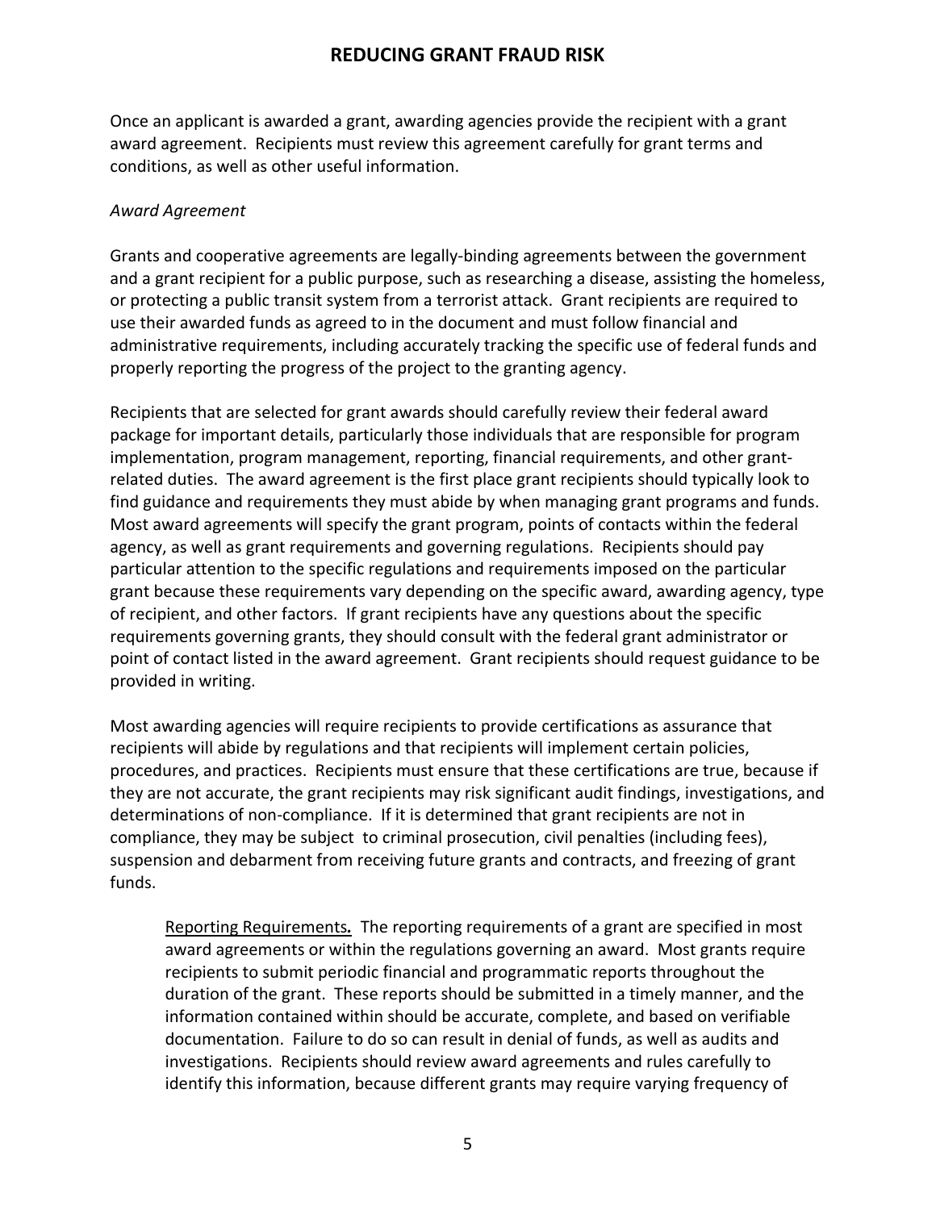Once an applicant is awarded a grant, awarding agencies provide the recipient with a grant award agreement. Recipients must review this agreement carefully for grant terms and conditions, as well as other useful information.

*Award Agreement*

Grants and cooperative agreements are legally-binding agreements between the government and a grant recipient for a public purpose, such as researching a disease, assisting the homeless, or protecting a public transit system from a terrorist attack. Grant recipients are required to use their awarded funds as agreed to in the document and must follow financial and administrative requirements, including accurately tracking the specific use of federal funds and properly reporting the progress of the project to the granting agency.

Recipients that are selected for grant awards should carefully review their federal award package for important details, particularly those individuals that are responsible for program implementation, program management, reporting, financial requirements, and other grant-related duties. The award agreement is the first place grant recipients should typically look to find guidance and requirements they must abide by when managing grant programs and funds. Most award agreements will specify the grant program, points of contacts within the federal agency, as well as grant requirements and governing regulations. Recipients should pay particular attention to the specific regulations and requirements imposed on the particular grant because these requirements vary depending on the specific award, awarding agency, type of recipient, and other factors. If grant recipients have any questions about the specific requirements governing grants, they should consult with the federal grant administrator or point of contact listed in the award agreement. Grant recipients should request guidance to be provided in writing.

Most awarding agencies will require recipients to provide certifications as assurance that recipients will abide by regulations and that recipients will implement certain policies, procedures, and practices. Recipients must ensure that these certifications are true, because if they are not accurate, the grant recipients may risk significant audit findings, investigations, and determinations of non-compliance. If it is determined that grant recipients are not in compliance, they may be subject to criminal prosecution, civil penalties (including fees), suspension and debarment from receiving future grants and contracts, and freezing of grant funds.

> <u>Reporting Requirements</u>***.*** The reporting requirements of a grant are specified in most award agreements or within the regulations governing an award. Most grants require recipients to submit periodic financial and programmatic reports throughout the duration of the grant. These reports should be submitted in a timely manner, and the information contained within should be accurate, complete, and based on verifiable documentation. Failure to do so can result in denial of funds, as well as audits and investigations. Recipients should review award agreements and rules carefully to identify this information, because different grants may require varying frequency of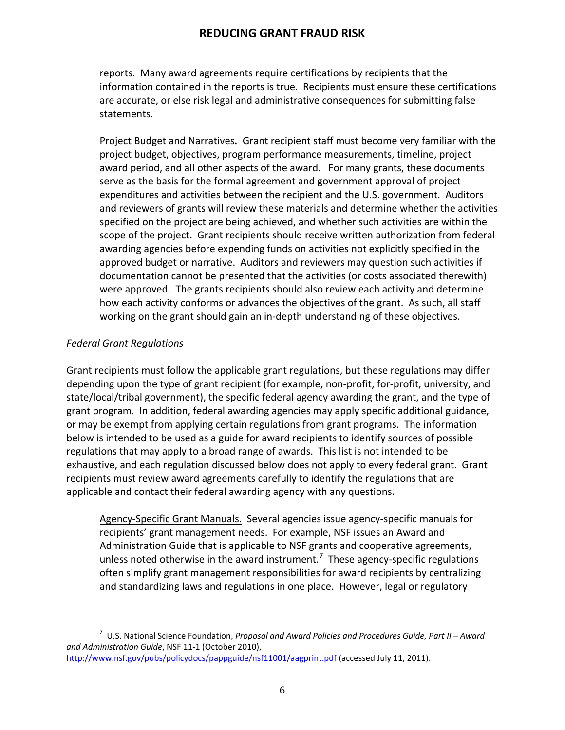reports. Many award agreements require certifications by recipients that the information contained in the reports is true. Recipients must ensure these certifications are accurate, or else risk legal and administrative consequences for submitting false statements.

Project Budget and Narratives*.* Grant recipient staff must become very familiar with the project budget, objectives, program performance measurements, timeline, project award period, and all other aspects of the award. For many grants, these documents serve as the basis for the formal agreement and government approval of project expenditures and activities between the recipient and the U.S. government. Auditors and reviewers of grants will review these materials and determine whether the activities specified on the project are being achieved, and whether such activities are within the scope of the project. Grant recipients should receive written authorization from federal awarding agencies before expending funds on activities not explicitly specified in the approved budget or narrative. Auditors and reviewers may question such activities if documentation cannot be presented that the activities (or costs associated therewith) were approved. The grants recipients should also review each activity and determine how each activity conforms or advances the objectives of the grant. As such, all staff working on the grant should gain an in-depth understanding of these objectives.

*Federal Grant Regulations*

Grant recipients must follow the applicable grant regulations, but these regulations may differ depending upon the type of grant recipient (for example, non-profit, for-profit, university, and state/local/tribal government), the specific federal agency awarding the grant, and the type of grant program. In addition, federal awarding agencies may apply specific additional guidance, or may be exempt from applying certain regulations from grant programs. The information below is intended to be used as a guide for award recipients to identify sources of possible regulations that may apply to a broad range of awards. This list is not intended to be exhaustive, and each regulation discussed below does not apply to every federal grant. Grant recipients must review award agreements carefully to identify the regulations that are applicable and contact their federal awarding agency with any questions.

Agency-Specific Grant Manuals. Several agencies issue agency-specific manuals for recipients' grant management needs. For example, NSF issues an Award and Administration Guide that is applicable to NSF grants and cooperative agreements, unless noted otherwise in the award instrument.[7] These agency-specific regulations often simplify grant management responsibilities for award recipients by centralizing and standardizing laws and regulations in one place. However, legal or regulatory

---

[7] U.S. National Science Foundation, *Proposal and Award Policies and Procedures Guide, Part II – Award and Administration Guide*, NSF 11-1 (October 2010), http://www.nsf.gov/pubs/policydocs/pappguide/nsf11001/aagprint.pdf (accessed July 11, 2011).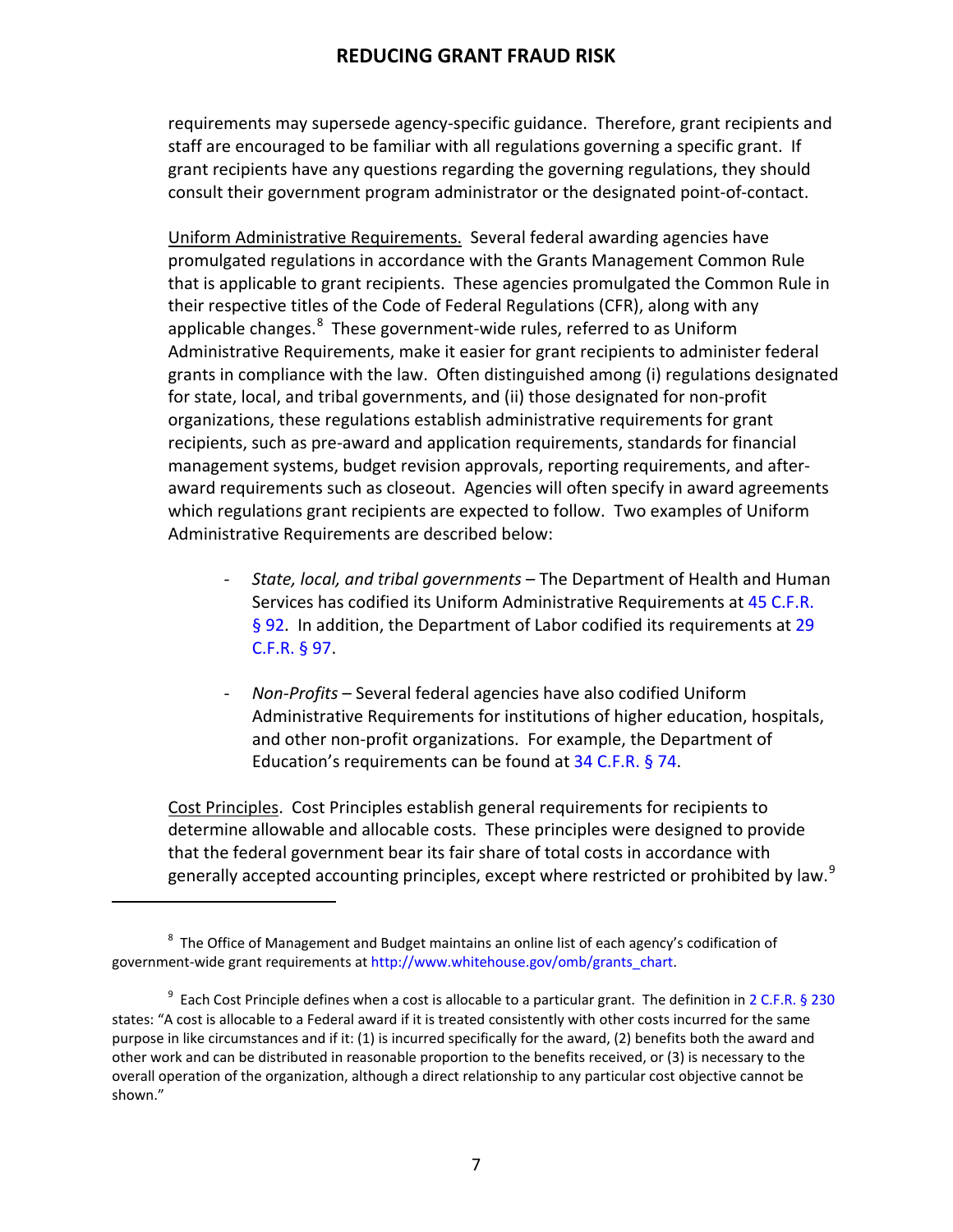requirements may supersede agency-specific guidance. Therefore, grant recipients and staff are encouraged to be familiar with all regulations governing a specific grant. If grant recipients have any questions regarding the governing regulations, they should consult their government program administrator or the designated point-of-contact.

Uniform Administrative Requirements. Several federal awarding agencies have promulgated regulations in accordance with the Grants Management Common Rule that is applicable to grant recipients. These agencies promulgated the Common Rule in their respective titles of the Code of Federal Regulations (CFR), along with any applicable changes.[8] These government-wide rules, referred to as Uniform Administrative Requirements, make it easier for grant recipients to administer federal grants in compliance with the law. Often distinguished among (i) regulations designated for state, local, and tribal governments, and (ii) those designated for non-profit organizations, these regulations establish administrative requirements for grant recipients, such as pre-award and application requirements, standards for financial management systems, budget revision approvals, reporting requirements, and after-award requirements such as closeout. Agencies will often specify in award agreements which regulations grant recipients are expected to follow. Two examples of Uniform Administrative Requirements are described below:

- *State, local, and tribal governments* – The Department of Health and Human Services has codified its Uniform Administrative Requirements at 45 C.F.R. § 92. In addition, the Department of Labor codified its requirements at 29 C.F.R. § 97.

- *Non-Profits* – Several federal agencies have also codified Uniform Administrative Requirements for institutions of higher education, hospitals, and other non-profit organizations. For example, the Department of Education's requirements can be found at 34 C.F.R. § 74.

Cost Principles. Cost Principles establish general requirements for recipients to determine allowable and allocable costs. These principles were designed to provide that the federal government bear its fair share of total costs in accordance with generally accepted accounting principles, except where restricted or prohibited by law.[9]

---

[8] The Office of Management and Budget maintains an online list of each agency's codification of government-wide grant requirements at http://www.whitehouse.gov/omb/grants_chart.

[9] Each Cost Principle defines when a cost is allocable to a particular grant. The definition in 2 C.F.R. § 230 states: "A cost is allocable to a Federal award if it is treated consistently with other costs incurred for the same purpose in like circumstances and if it: (1) is incurred specifically for the award, (2) benefits both the award and other work and can be distributed in reasonable proportion to the benefits received, or (3) is necessary to the overall operation of the organization, although a direct relationship to any particular cost objective cannot be shown."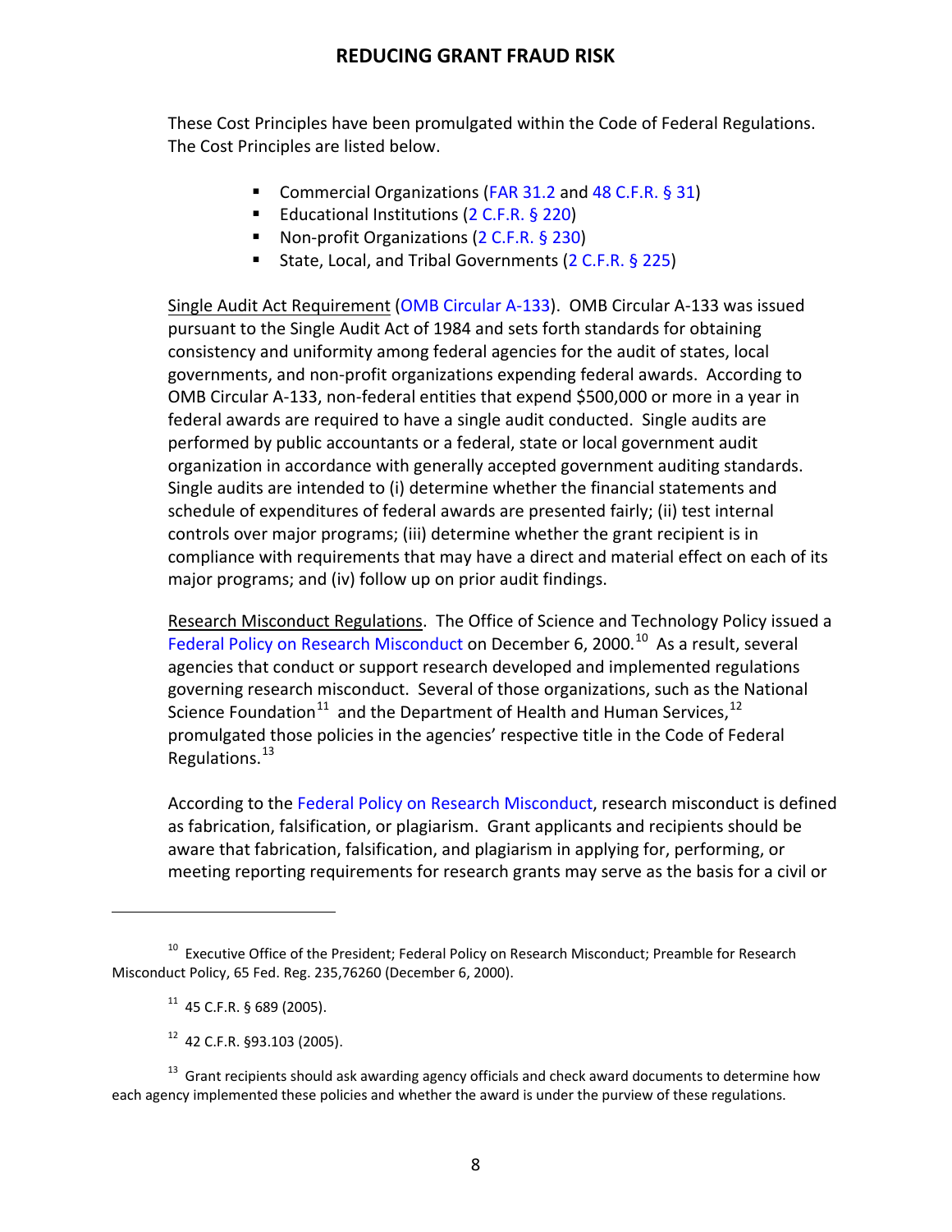These Cost Principles have been promulgated within the Code of Federal Regulations. The Cost Principles are listed below.

- Commercial Organizations (FAR 31.2 and 48 C.F.R. § 31)
- Educational Institutions (2 C.F.R. § 220)
- Non-profit Organizations (2 C.F.R. § 230)
- State, Local, and Tribal Governments (2 C.F.R. § 225)

Single Audit Act Requirement (OMB Circular A-133). OMB Circular A-133 was issued pursuant to the Single Audit Act of 1984 and sets forth standards for obtaining consistency and uniformity among federal agencies for the audit of states, local governments, and non-profit organizations expending federal awards. According to OMB Circular A-133, non-federal entities that expend $500,000 or more in a year in federal awards are required to have a single audit conducted. Single audits are performed by public accountants or a federal, state or local government audit organization in accordance with generally accepted government auditing standards. Single audits are intended to (i) determine whether the financial statements and schedule of expenditures of federal awards are presented fairly; (ii) test internal controls over major programs; (iii) determine whether the grant recipient is in compliance with requirements that may have a direct and material effect on each of its major programs; and (iv) follow up on prior audit findings.

Research Misconduct Regulations. The Office of Science and Technology Policy issued a Federal Policy on Research Misconduct on December 6, 2000.[10] As a result, several agencies that conduct or support research developed and implemented regulations governing research misconduct. Several of those organizations, such as the National Science Foundation[11] and the Department of Health and Human Services,[12] promulgated those policies in the agencies' respective title in the Code of Federal Regulations.[13]

According to the Federal Policy on Research Misconduct, research misconduct is defined as fabrication, falsification, or plagiarism. Grant applicants and recipients should be aware that fabrication, falsification, and plagiarism in applying for, performing, or meeting reporting requirements for research grants may serve as the basis for a civil or

---

[10] Executive Office of the President; Federal Policy on Research Misconduct; Preamble for Research Misconduct Policy, 65 Fed. Reg. 235,76260 (December 6, 2000).

[11] 45 C.F.R. § 689 (2005).

[12] 42 C.F.R. §93.103 (2005).

[13] Grant recipients should ask awarding agency officials and check award documents to determine how each agency implemented these policies and whether the award is under the purview of these regulations.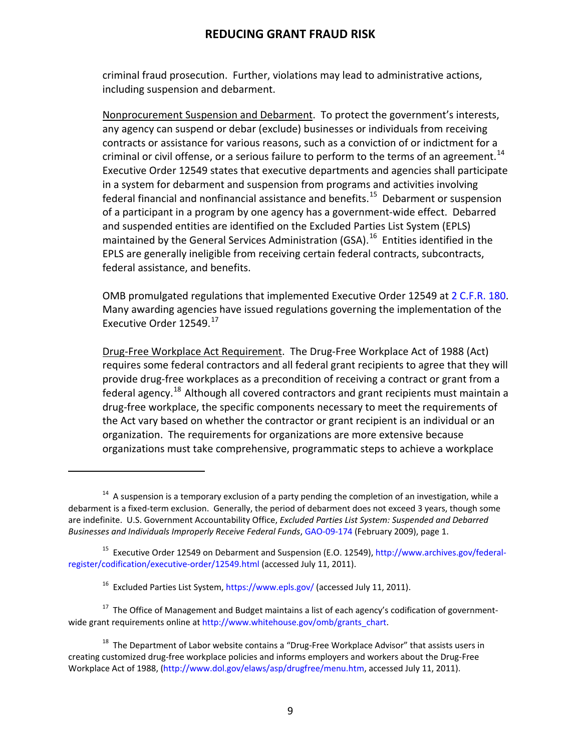criminal fraud prosecution. Further, violations may lead to administrative actions, including suspension and debarment.

Nonprocurement Suspension and Debarment. To protect the government's interests, any agency can suspend or debar (exclude) businesses or individuals from receiving contracts or assistance for various reasons, such as a conviction of or indictment for a criminal or civil offense, or a serious failure to perform to the terms of an agreement.[14] Executive Order 12549 states that executive departments and agencies shall participate in a system for debarment and suspension from programs and activities involving federal financial and nonfinancial assistance and benefits.[15] Debarment or suspension of a participant in a program by one agency has a government-wide effect. Debarred and suspended entities are identified on the Excluded Parties List System (EPLS) maintained by the General Services Administration (GSA).[16] Entities identified in the EPLS are generally ineligible from receiving certain federal contracts, subcontracts, federal assistance, and benefits.

OMB promulgated regulations that implemented Executive Order 12549 at 2 C.F.R. 180. Many awarding agencies have issued regulations governing the implementation of the Executive Order 12549.[17]

Drug-Free Workplace Act Requirement. The Drug-Free Workplace Act of 1988 (Act) requires some federal contractors and all federal grant recipients to agree that they will provide drug-free workplaces as a precondition of receiving a contract or grant from a federal agency.[18] Although all covered contractors and grant recipients must maintain a drug-free workplace, the specific components necessary to meet the requirements of the Act vary based on whether the contractor or grant recipient is an individual or an organization. The requirements for organizations are more extensive because organizations must take comprehensive, programmatic steps to achieve a workplace

---

[14] A suspension is a temporary exclusion of a party pending the completion of an investigation, while a debarment is a fixed-term exclusion. Generally, the period of debarment does not exceed 3 years, though some are indefinite. U.S. Government Accountability Office, *Excluded Parties List System: Suspended and Debarred Businesses and Individuals Improperly Receive Federal Funds*, GAO-09-174 (February 2009), page 1.

[15] Executive Order 12549 on Debarment and Suspension (E.O. 12549), http://www.archives.gov/federal-register/codification/executive-order/12549.html (accessed July 11, 2011).

[16] Excluded Parties List System, https://www.epls.gov/ (accessed July 11, 2011).

[17] The Office of Management and Budget maintains a list of each agency's codification of government-wide grant requirements online at http://www.whitehouse.gov/omb/grants_chart.

[18] The Department of Labor website contains a "Drug-Free Workplace Advisor" that assists users in creating customized drug-free workplace policies and informs employers and workers about the Drug-Free Workplace Act of 1988, (http://www.dol.gov/elaws/asp/drugfree/menu.htm, accessed July 11, 2011).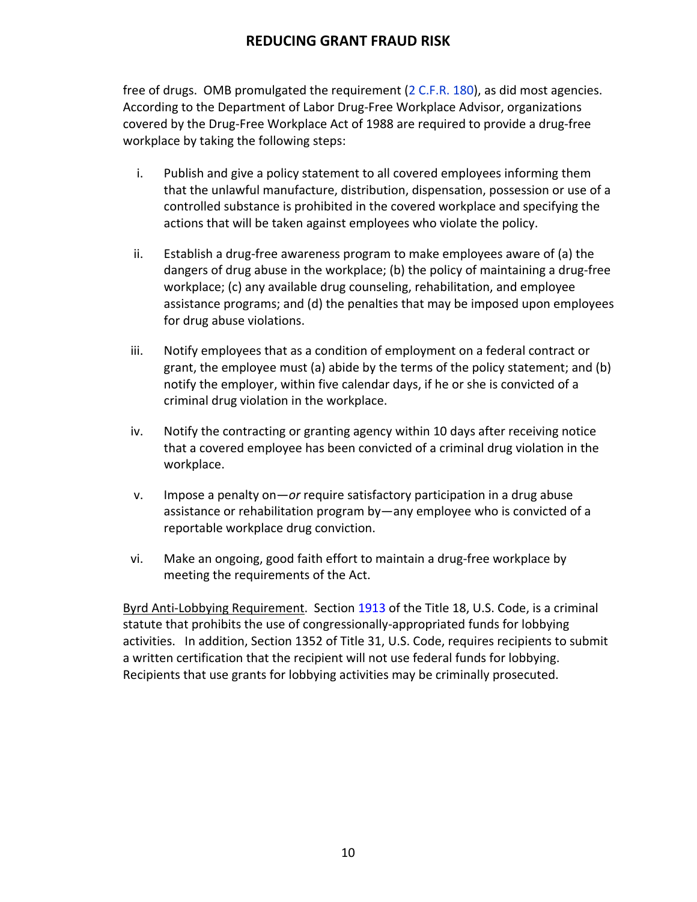free of drugs. OMB promulgated the requirement (2 C.F.R. 180), as did most agencies. According to the Department of Labor Drug-Free Workplace Advisor, organizations covered by the Drug-Free Workplace Act of 1988 are required to provide a drug-free workplace by taking the following steps:

i. Publish and give a policy statement to all covered employees informing them that the unlawful manufacture, distribution, dispensation, possession or use of a controlled substance is prohibited in the covered workplace and specifying the actions that will be taken against employees who violate the policy.

ii. Establish a drug-free awareness program to make employees aware of (a) the dangers of drug abuse in the workplace; (b) the policy of maintaining a drug-free workplace; (c) any available drug counseling, rehabilitation, and employee assistance programs; and (d) the penalties that may be imposed upon employees for drug abuse violations.

iii. Notify employees that as a condition of employment on a federal contract or grant, the employee must (a) abide by the terms of the policy statement; and (b) notify the employer, within five calendar days, if he or she is convicted of a criminal drug violation in the workplace.

iv. Notify the contracting or granting agency within 10 days after receiving notice that a covered employee has been convicted of a criminal drug violation in the workplace.

v. Impose a penalty on—*or* require satisfactory participation in a drug abuse assistance or rehabilitation program by—any employee who is convicted of a reportable workplace drug conviction.

vi. Make an ongoing, good faith effort to maintain a drug-free workplace by meeting the requirements of the Act.

Byrd Anti-Lobbying Requirement. Section 1913 of the Title 18, U.S. Code, is a criminal statute that prohibits the use of congressionally-appropriated funds for lobbying activities. In addition, Section 1352 of Title 31, U.S. Code, requires recipients to submit a written certification that the recipient will not use federal funds for lobbying. Recipients that use grants for lobbying activities may be criminally prosecuted.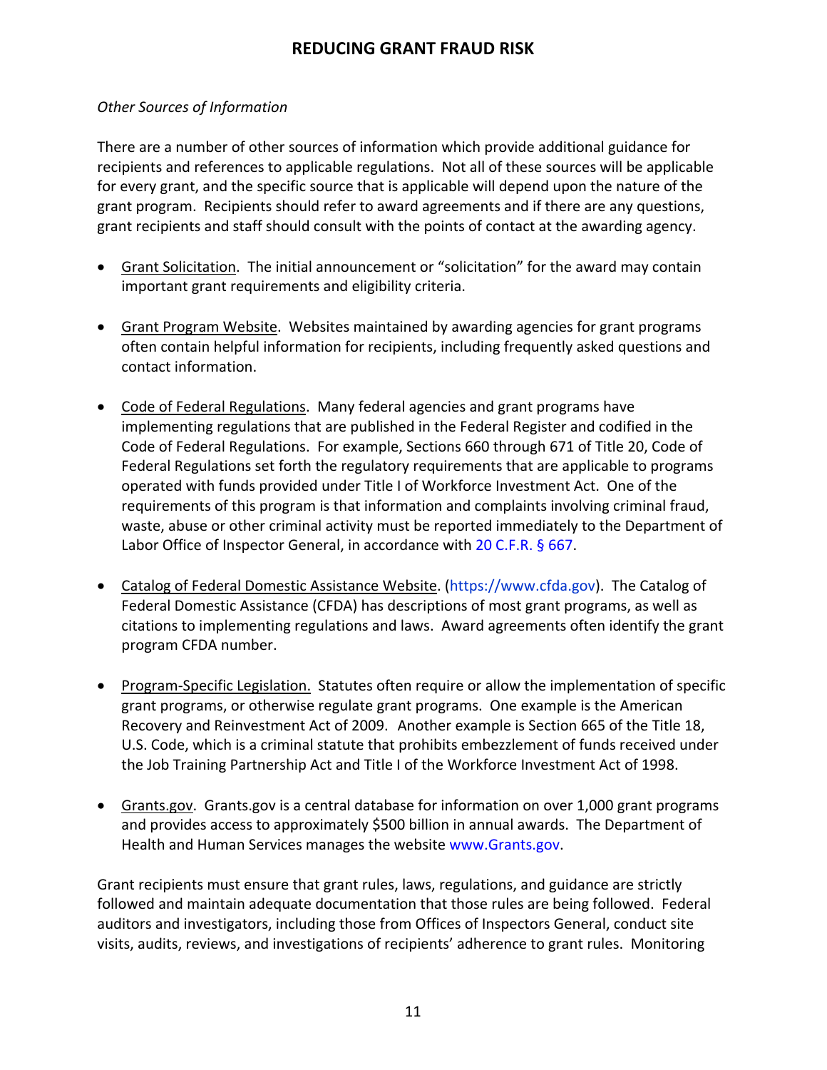*Other Sources of Information*

There are a number of other sources of information which provide additional guidance for recipients and references to applicable regulations. Not all of these sources will be applicable for every grant, and the specific source that is applicable will depend upon the nature of the grant program. Recipients should refer to award agreements and if there are any questions, grant recipients and staff should consult with the points of contact at the awarding agency.

- Grant Solicitation. The initial announcement or "solicitation" for the award may contain important grant requirements and eligibility criteria.

- Grant Program Website. Websites maintained by awarding agencies for grant programs often contain helpful information for recipients, including frequently asked questions and contact information.

- Code of Federal Regulations. Many federal agencies and grant programs have implementing regulations that are published in the Federal Register and codified in the Code of Federal Regulations. For example, Sections 660 through 671 of Title 20, Code of Federal Regulations set forth the regulatory requirements that are applicable to programs operated with funds provided under Title I of Workforce Investment Act. One of the requirements of this program is that information and complaints involving criminal fraud, waste, abuse or other criminal activity must be reported immediately to the Department of Labor Office of Inspector General, in accordance with 20 C.F.R. § 667.

- Catalog of Federal Domestic Assistance Website. (https://www.cfda.gov). The Catalog of Federal Domestic Assistance (CFDA) has descriptions of most grant programs, as well as citations to implementing regulations and laws. Award agreements often identify the grant program CFDA number.

- Program-Specific Legislation. Statutes often require or allow the implementation of specific grant programs, or otherwise regulate grant programs. One example is the American Recovery and Reinvestment Act of 2009. Another example is Section 665 of the Title 18, U.S. Code, which is a criminal statute that prohibits embezzlement of funds received under the Job Training Partnership Act and Title I of the Workforce Investment Act of 1998.

- Grants.gov. Grants.gov is a central database for information on over 1,000 grant programs and provides access to approximately $500 billion in annual awards. The Department of Health and Human Services manages the website www.Grants.gov.

Grant recipients must ensure that grant rules, laws, regulations, and guidance are strictly followed and maintain adequate documentation that those rules are being followed. Federal auditors and investigators, including those from Offices of Inspectors General, conduct site visits, audits, reviews, and investigations of recipients' adherence to grant rules. Monitoring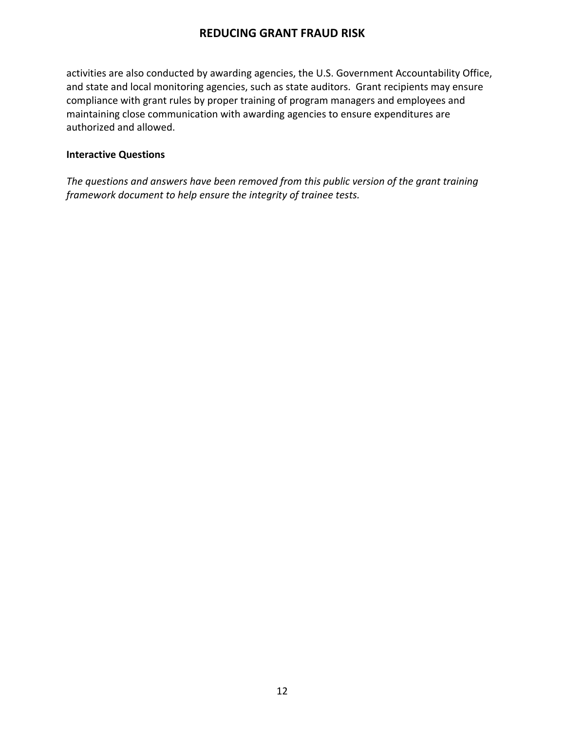activities are also conducted by awarding agencies, the U.S. Government Accountability Office, and state and local monitoring agencies, such as state auditors. Grant recipients may ensure compliance with grant rules by proper training of program managers and employees and maintaining close communication with awarding agencies to ensure expenditures are authorized and allowed.

**Interactive Questions**

*The questions and answers have been removed from this public version of the grant training framework document to help ensure the integrity of trainee tests.*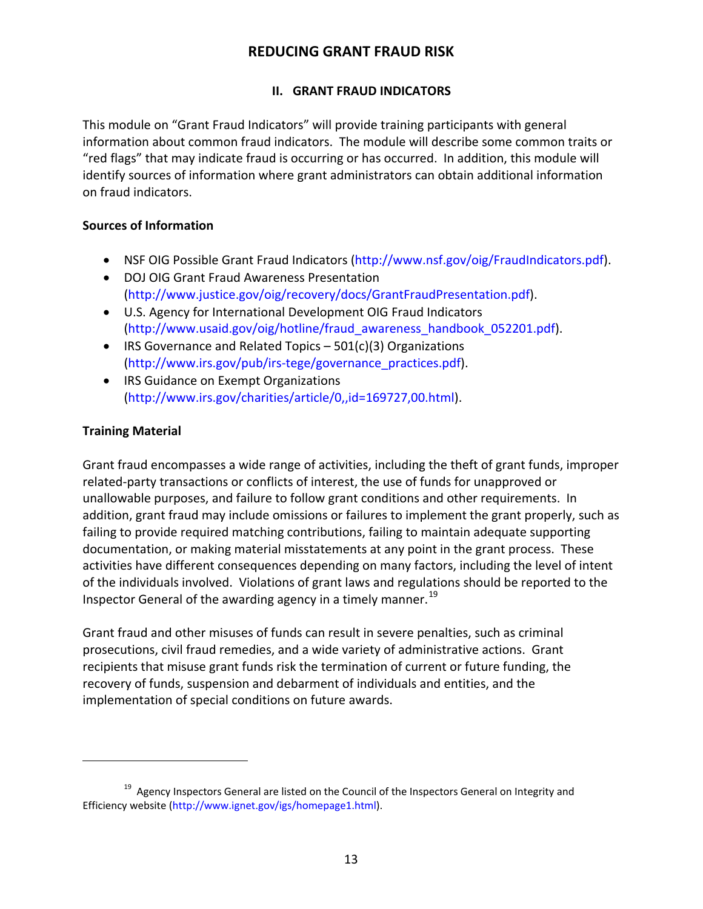# REDUCING GRANT FRAUD RISK

## II. GRANT FRAUD INDICATORS

This module on "Grant Fraud Indicators" will provide training participants with general information about common fraud indicators. The module will describe some common traits or "red flags" that may indicate fraud is occurring or has occurred. In addition, this module will identify sources of information where grant administrators can obtain additional information on fraud indicators.

### Sources of Information

- NSF OIG Possible Grant Fraud Indicators (http://www.nsf.gov/oig/FraudIndicators.pdf).
- DOJ OIG Grant Fraud Awareness Presentation (http://www.justice.gov/oig/recovery/docs/GrantFraudPresentation.pdf).
- U.S. Agency for International Development OIG Fraud Indicators (http://www.usaid.gov/oig/hotline/fraud_awareness_handbook_052201.pdf).
- IRS Governance and Related Topics – 501(c)(3) Organizations (http://www.irs.gov/pub/irs-tege/governance_practices.pdf).
- IRS Guidance on Exempt Organizations (http://www.irs.gov/charities/article/0,,id=169727,00.html).

### Training Material

Grant fraud encompasses a wide range of activities, including the theft of grant funds, improper related-party transactions or conflicts of interest, the use of funds for unapproved or unallowable purposes, and failure to follow grant conditions and other requirements. In addition, grant fraud may include omissions or failures to implement the grant properly, such as failing to provide required matching contributions, failing to maintain adequate supporting documentation, or making material misstatements at any point in the grant process. These activities have different consequences depending on many factors, including the level of intent of the individuals involved. Violations of grant laws and regulations should be reported to the Inspector General of the awarding agency in a timely manner.[19]

Grant fraud and other misuses of funds can result in severe penalties, such as criminal prosecutions, civil fraud remedies, and a wide variety of administrative actions. Grant recipients that misuse grant funds risk the termination of current or future funding, the recovery of funds, suspension and debarment of individuals and entities, and the implementation of special conditions on future awards.

---

[19] Agency Inspectors General are listed on the Council of the Inspectors General on Integrity and Efficiency website (http://www.ignet.gov/igs/homepage1.html).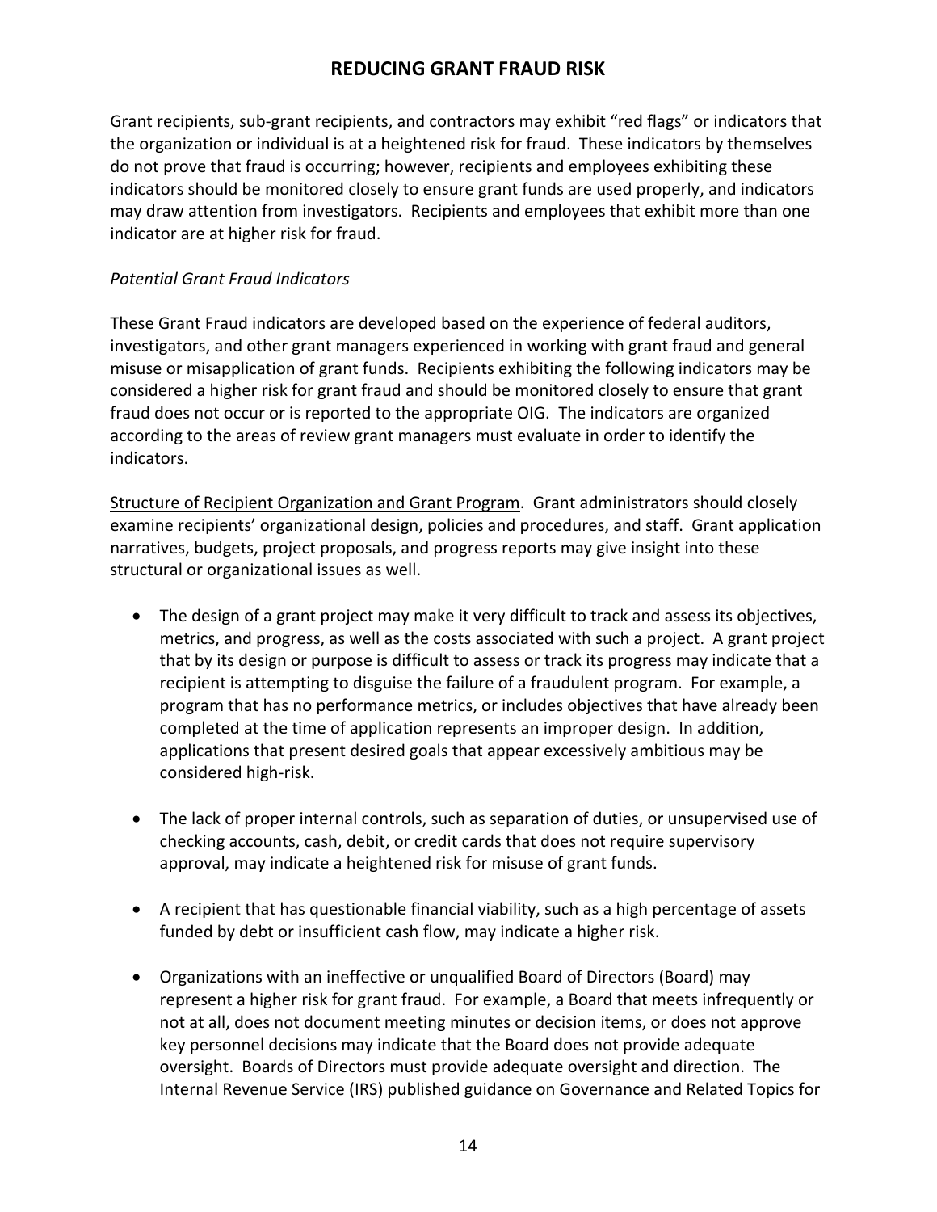# REDUCING GRANT FRAUD RISK

Grant recipients, sub-grant recipients, and contractors may exhibit "red flags" or indicators that the organization or individual is at a heightened risk for fraud. These indicators by themselves do not prove that fraud is occurring; however, recipients and employees exhibiting these indicators should be monitored closely to ensure grant funds are used properly, and indicators may draw attention from investigators. Recipients and employees that exhibit more than one indicator are at higher risk for fraud.

*Potential Grant Fraud Indicators*

These Grant Fraud indicators are developed based on the experience of federal auditors, investigators, and other grant managers experienced in working with grant fraud and general misuse or misapplication of grant funds. Recipients exhibiting the following indicators may be considered a higher risk for grant fraud and should be monitored closely to ensure that grant fraud does not occur or is reported to the appropriate OIG. The indicators are organized according to the areas of review grant managers must evaluate in order to identify the indicators.

<u>Structure of Recipient Organization and Grant Program</u>. Grant administrators should closely examine recipients' organizational design, policies and procedures, and staff. Grant application narratives, budgets, project proposals, and progress reports may give insight into these structural or organizational issues as well.

- The design of a grant project may make it very difficult to track and assess its objectives, metrics, and progress, as well as the costs associated with such a project. A grant project that by its design or purpose is difficult to assess or track its progress may indicate that a recipient is attempting to disguise the failure of a fraudulent program. For example, a program that has no performance metrics, or includes objectives that have already been completed at the time of application represents an improper design. In addition, applications that present desired goals that appear excessively ambitious may be considered high-risk.

- The lack of proper internal controls, such as separation of duties, or unsupervised use of checking accounts, cash, debit, or credit cards that does not require supervisory approval, may indicate a heightened risk for misuse of grant funds.

- A recipient that has questionable financial viability, such as a high percentage of assets funded by debt or insufficient cash flow, may indicate a higher risk.

- Organizations with an ineffective or unqualified Board of Directors (Board) may represent a higher risk for grant fraud. For example, a Board that meets infrequently or not at all, does not document meeting minutes or decision items, or does not approve key personnel decisions may indicate that the Board does not provide adequate oversight. Boards of Directors must provide adequate oversight and direction. The Internal Revenue Service (IRS) published guidance on Governance and Related Topics for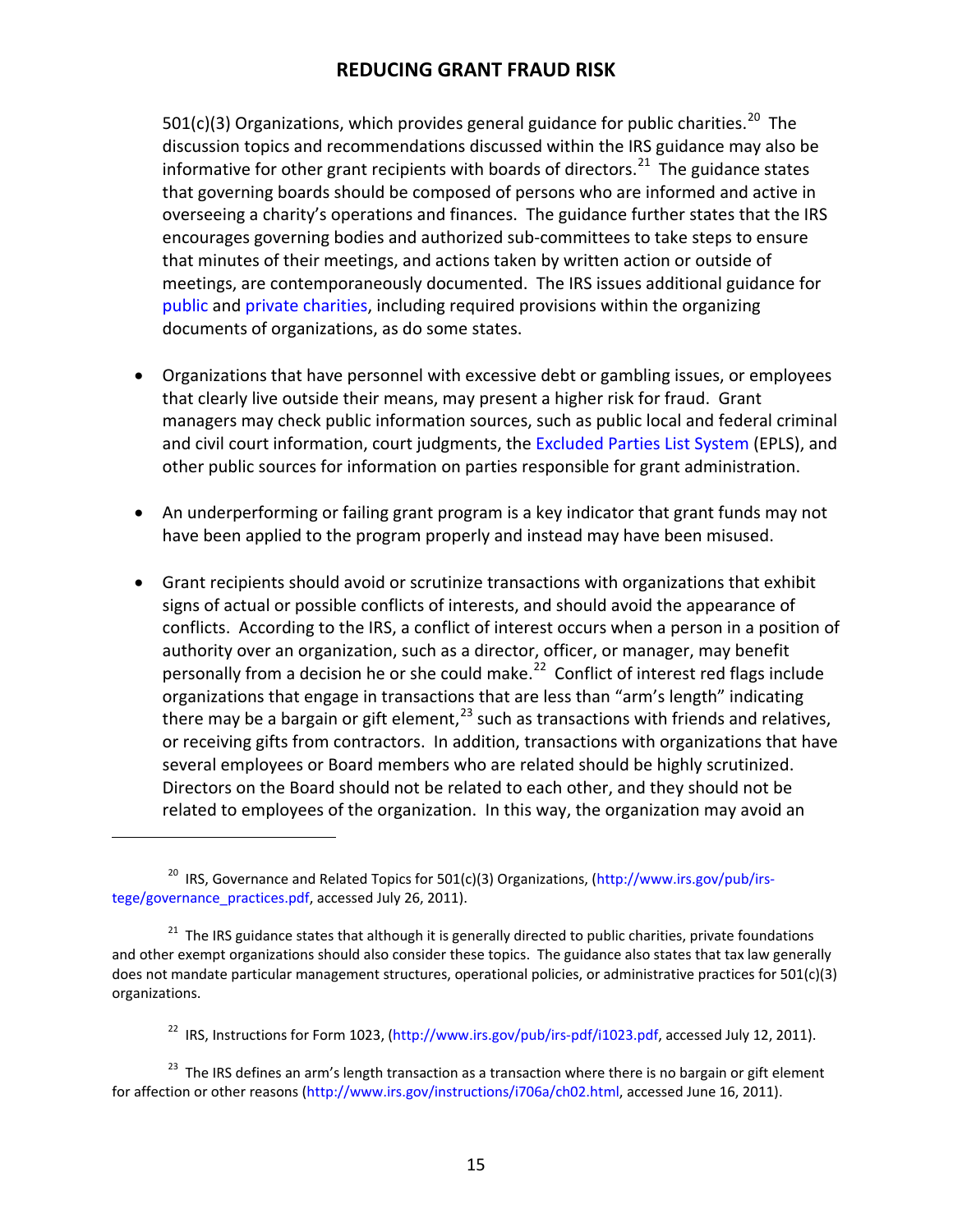501(c)(3) Organizations, which provides general guidance for public charities.[20] The discussion topics and recommendations discussed within the IRS guidance may also be informative for other grant recipients with boards of directors.[21] The guidance states that governing boards should be composed of persons who are informed and active in overseeing a charity's operations and finances. The guidance further states that the IRS encourages governing bodies and authorized sub-committees to take steps to ensure that minutes of their meetings, and actions taken by written action or outside of meetings, are contemporaneously documented. The IRS issues additional guidance for public and private charities, including required provisions within the organizing documents of organizations, as do some states.

- Organizations that have personnel with excessive debt or gambling issues, or employees that clearly live outside their means, may present a higher risk for fraud. Grant managers may check public information sources, such as public local and federal criminal and civil court information, court judgments, the Excluded Parties List System (EPLS), and other public sources for information on parties responsible for grant administration.

- An underperforming or failing grant program is a key indicator that grant funds may not have been applied to the program properly and instead may have been misused.

- Grant recipients should avoid or scrutinize transactions with organizations that exhibit signs of actual or possible conflicts of interests, and should avoid the appearance of conflicts. According to the IRS, a conflict of interest occurs when a person in a position of authority over an organization, such as a director, officer, or manager, may benefit personally from a decision he or she could make.[22] Conflict of interest red flags include organizations that engage in transactions that are less than "arm's length" indicating there may be a bargain or gift element,[23] such as transactions with friends and relatives, or receiving gifts from contractors. In addition, transactions with organizations that have several employees or Board members who are related should be highly scrutinized. Directors on the Board should not be related to each other, and they should not be related to employees of the organization. In this way, the organization may avoid an

---

[20] IRS, Governance and Related Topics for 501(c)(3) Organizations, (http://www.irs.gov/pub/irs-tege/governance_practices.pdf, accessed July 26, 2011).

[21] The IRS guidance states that although it is generally directed to public charities, private foundations and other exempt organizations should also consider these topics. The guidance also states that tax law generally does not mandate particular management structures, operational policies, or administrative practices for 501(c)(3) organizations.

[22] IRS, Instructions for Form 1023, (http://www.irs.gov/pub/irs-pdf/i1023.pdf, accessed July 12, 2011).

[23] The IRS defines an arm's length transaction as a transaction where there is no bargain or gift element for affection or other reasons (http://www.irs.gov/instructions/i706a/ch02.html, accessed June 16, 2011).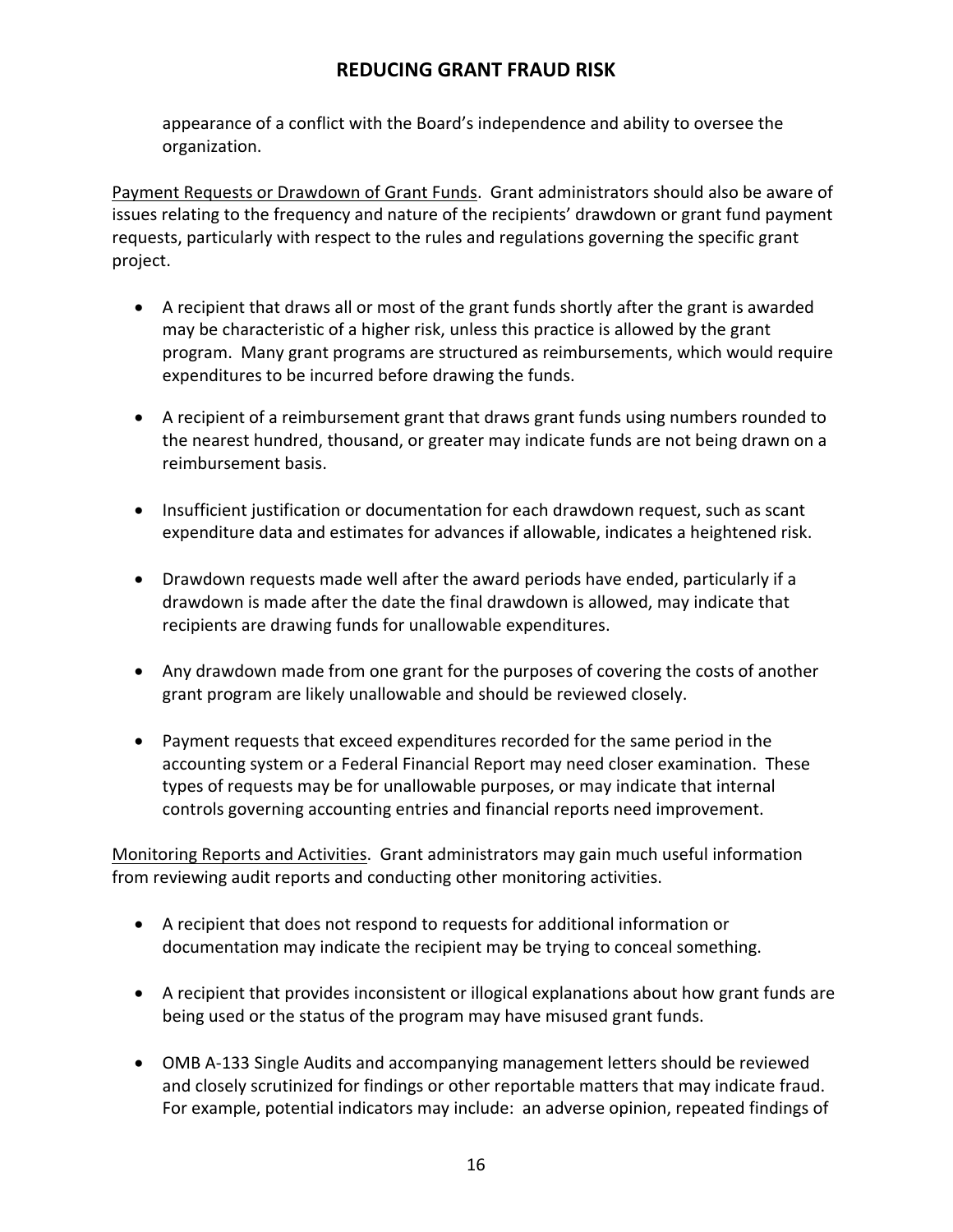appearance of a conflict with the Board's independence and ability to oversee the organization.

Payment Requests or Drawdown of Grant Funds. Grant administrators should also be aware of issues relating to the frequency and nature of the recipients' drawdown or grant fund payment requests, particularly with respect to the rules and regulations governing the specific grant project.

- A recipient that draws all or most of the grant funds shortly after the grant is awarded may be characteristic of a higher risk, unless this practice is allowed by the grant program. Many grant programs are structured as reimbursements, which would require expenditures to be incurred before drawing the funds.

- A recipient of a reimbursement grant that draws grant funds using numbers rounded to the nearest hundred, thousand, or greater may indicate funds are not being drawn on a reimbursement basis.

- Insufficient justification or documentation for each drawdown request, such as scant expenditure data and estimates for advances if allowable, indicates a heightened risk.

- Drawdown requests made well after the award periods have ended, particularly if a drawdown is made after the date the final drawdown is allowed, may indicate that recipients are drawing funds for unallowable expenditures.

- Any drawdown made from one grant for the purposes of covering the costs of another grant program are likely unallowable and should be reviewed closely.

- Payment requests that exceed expenditures recorded for the same period in the accounting system or a Federal Financial Report may need closer examination. These types of requests may be for unallowable purposes, or may indicate that internal controls governing accounting entries and financial reports need improvement.

Monitoring Reports and Activities. Grant administrators may gain much useful information from reviewing audit reports and conducting other monitoring activities.

- A recipient that does not respond to requests for additional information or documentation may indicate the recipient may be trying to conceal something.

- A recipient that provides inconsistent or illogical explanations about how grant funds are being used or the status of the program may have misused grant funds.

- OMB A-133 Single Audits and accompanying management letters should be reviewed and closely scrutinized for findings or other reportable matters that may indicate fraud. For example, potential indicators may include: an adverse opinion, repeated findings of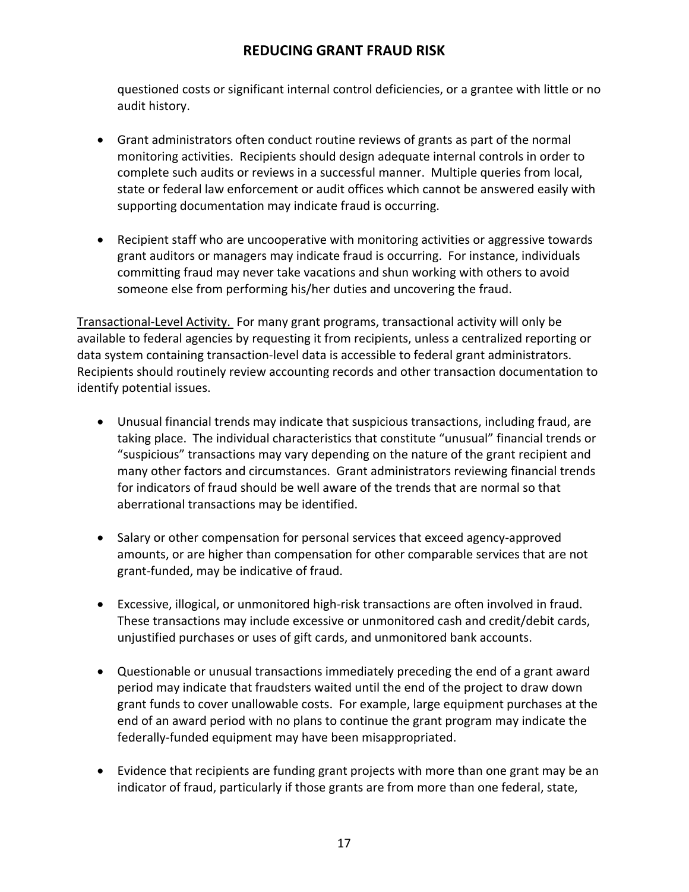questioned costs or significant internal control deficiencies, or a grantee with little or no audit history.

- Grant administrators often conduct routine reviews of grants as part of the normal monitoring activities. Recipients should design adequate internal controls in order to complete such audits or reviews in a successful manner. Multiple queries from local, state or federal law enforcement or audit offices which cannot be answered easily with supporting documentation may indicate fraud is occurring.

- Recipient staff who are uncooperative with monitoring activities or aggressive towards grant auditors or managers may indicate fraud is occurring. For instance, individuals committing fraud may never take vacations and shun working with others to avoid someone else from performing his/her duties and uncovering the fraud.

Transactional-Level Activity. For many grant programs, transactional activity will only be available to federal agencies by requesting it from recipients, unless a centralized reporting or data system containing transaction-level data is accessible to federal grant administrators. Recipients should routinely review accounting records and other transaction documentation to identify potential issues.

- Unusual financial trends may indicate that suspicious transactions, including fraud, are taking place. The individual characteristics that constitute "unusual" financial trends or "suspicious" transactions may vary depending on the nature of the grant recipient and many other factors and circumstances. Grant administrators reviewing financial trends for indicators of fraud should be well aware of the trends that are normal so that aberrational transactions may be identified.

- Salary or other compensation for personal services that exceed agency-approved amounts, or are higher than compensation for other comparable services that are not grant-funded, may be indicative of fraud.

- Excessive, illogical, or unmonitored high-risk transactions are often involved in fraud. These transactions may include excessive or unmonitored cash and credit/debit cards, unjustified purchases or uses of gift cards, and unmonitored bank accounts.

- Questionable or unusual transactions immediately preceding the end of a grant award period may indicate that fraudsters waited until the end of the project to draw down grant funds to cover unallowable costs. For example, large equipment purchases at the end of an award period with no plans to continue the grant program may indicate the federally-funded equipment may have been misappropriated.

- Evidence that recipients are funding grant projects with more than one grant may be an indicator of fraud, particularly if those grants are from more than one federal, state,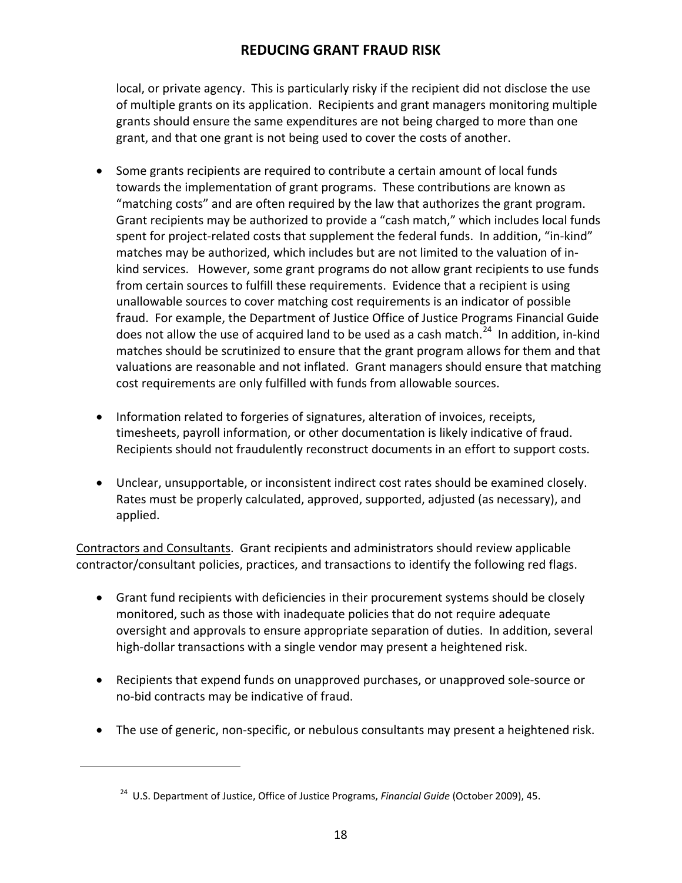local, or private agency. This is particularly risky if the recipient did not disclose the use of multiple grants on its application. Recipients and grant managers monitoring multiple grants should ensure the same expenditures are not being charged to more than one grant, and that one grant is not being used to cover the costs of another.

- Some grants recipients are required to contribute a certain amount of local funds towards the implementation of grant programs. These contributions are known as "matching costs" and are often required by the law that authorizes the grant program. Grant recipients may be authorized to provide a "cash match," which includes local funds spent for project-related costs that supplement the federal funds. In addition, "in-kind" matches may be authorized, which includes but are not limited to the valuation of in-kind services. However, some grant programs do not allow grant recipients to use funds from certain sources to fulfill these requirements. Evidence that a recipient is using unallowable sources to cover matching cost requirements is an indicator of possible fraud. For example, the Department of Justice Office of Justice Programs Financial Guide does not allow the use of acquired land to be used as a cash match.[24] In addition, in-kind matches should be scrutinized to ensure that the grant program allows for them and that valuations are reasonable and not inflated. Grant managers should ensure that matching cost requirements are only fulfilled with funds from allowable sources.

- Information related to forgeries of signatures, alteration of invoices, receipts, timesheets, payroll information, or other documentation is likely indicative of fraud. Recipients should not fraudulently reconstruct documents in an effort to support costs.

- Unclear, unsupportable, or inconsistent indirect cost rates should be examined closely. Rates must be properly calculated, approved, supported, adjusted (as necessary), and applied.

Contractors and Consultants. Grant recipients and administrators should review applicable contractor/consultant policies, practices, and transactions to identify the following red flags.

- Grant fund recipients with deficiencies in their procurement systems should be closely monitored, such as those with inadequate policies that do not require adequate oversight and approvals to ensure appropriate separation of duties. In addition, several high-dollar transactions with a single vendor may present a heightened risk.

- Recipients that expend funds on unapproved purchases, or unapproved sole-source or no-bid contracts may be indicative of fraud.

- The use of generic, non-specific, or nebulous consultants may present a heightened risk.

---

[24] U.S. Department of Justice, Office of Justice Programs, *Financial Guide* (October 2009), 45.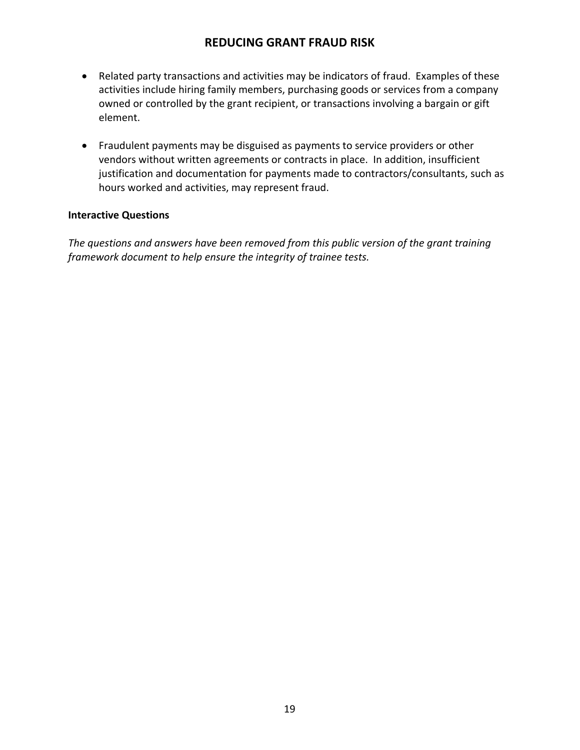- Related party transactions and activities may be indicators of fraud. Examples of these activities include hiring family members, purchasing goods or services from a company owned or controlled by the grant recipient, or transactions involving a bargain or gift element.

- Fraudulent payments may be disguised as payments to service providers or other vendors without written agreements or contracts in place. In addition, insufficient justification and documentation for payments made to contractors/consultants, such as hours worked and activities, may represent fraud.

**Interactive Questions**

*The questions and answers have been removed from this public version of the grant training framework document to help ensure the integrity of trainee tests.*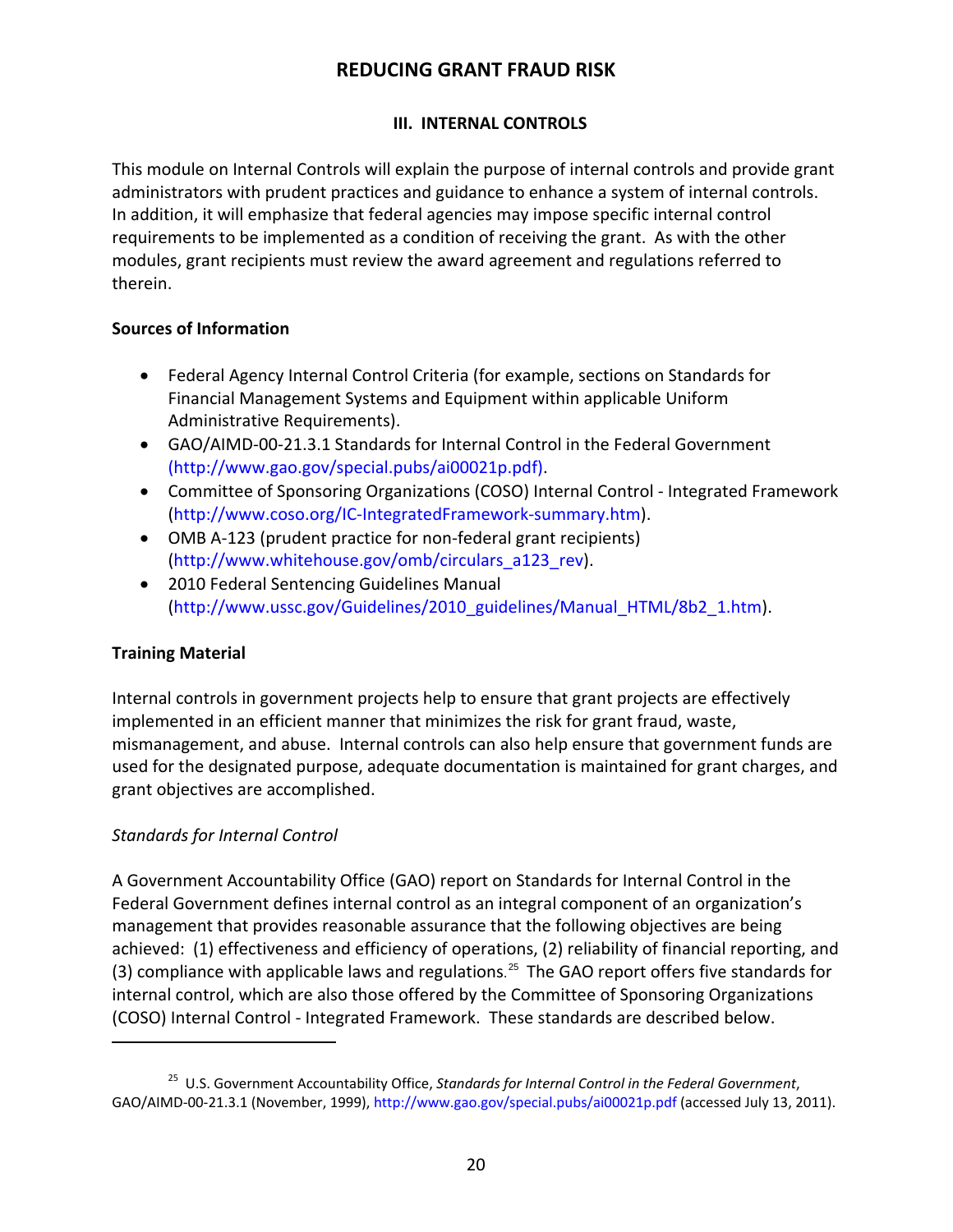### III. INTERNAL CONTROLS

This module on Internal Controls will explain the purpose of internal controls and provide grant administrators with prudent practices and guidance to enhance a system of internal controls. In addition, it will emphasize that federal agencies may impose specific internal control requirements to be implemented as a condition of receiving the grant. As with the other modules, grant recipients must review the award agreement and regulations referred to therein.

**Sources of Information**

- Federal Agency Internal Control Criteria (for example, sections on Standards for Financial Management Systems and Equipment within applicable Uniform Administrative Requirements).
- GAO/AIMD-00-21.3.1 Standards for Internal Control in the Federal Government (http://www.gao.gov/special.pubs/ai00021p.pdf).
- Committee of Sponsoring Organizations (COSO) Internal Control - Integrated Framework (http://www.coso.org/IC-IntegratedFramework-summary.htm).
- OMB A-123 (prudent practice for non-federal grant recipients) (http://www.whitehouse.gov/omb/circulars_a123_rev).
- 2010 Federal Sentencing Guidelines Manual (http://www.ussc.gov/Guidelines/2010_guidelines/Manual_HTML/8b2_1.htm).

**Training Material**

Internal controls in government projects help to ensure that grant projects are effectively implemented in an efficient manner that minimizes the risk for grant fraud, waste, mismanagement, and abuse. Internal controls can also help ensure that government funds are used for the designated purpose, adequate documentation is maintained for grant charges, and grant objectives are accomplished.

*Standards for Internal Control*

A Government Accountability Office (GAO) report on Standards for Internal Control in the Federal Government defines internal control as an integral component of an organization's management that provides reasonable assurance that the following objectives are being achieved: (1) effectiveness and efficiency of operations, (2) reliability of financial reporting, and (3) compliance with applicable laws and regulations.[25] The GAO report offers five standards for internal control, which are also those offered by the Committee of Sponsoring Organizations (COSO) Internal Control - Integrated Framework. These standards are described below.

---

[25] U.S. Government Accountability Office, *Standards for Internal Control in the Federal Government*, GAO/AIMD-00-21.3.1 (November, 1999), http://www.gao.gov/special.pubs/ai00021p.pdf (accessed July 13, 2011).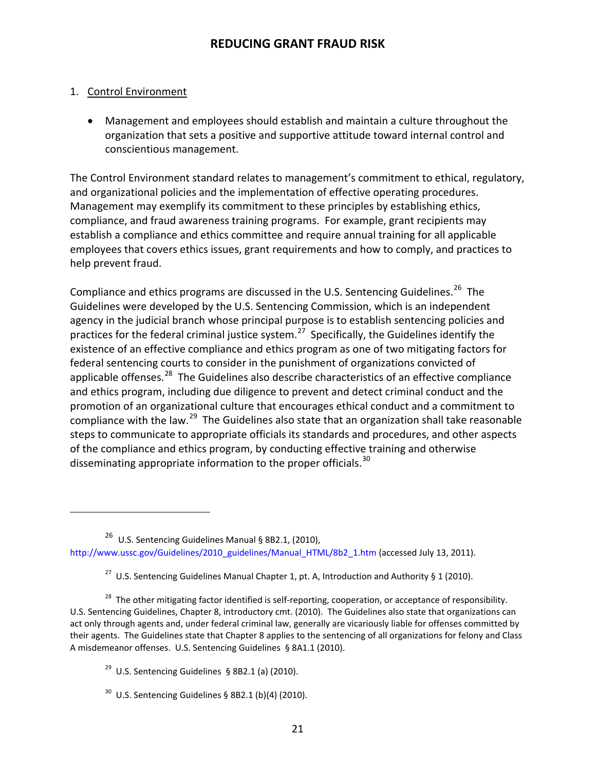1. Control Environment

   - Management and employees should establish and maintain a culture throughout the organization that sets a positive and supportive attitude toward internal control and conscientious management.

The Control Environment standard relates to management's commitment to ethical, regulatory, and organizational policies and the implementation of effective operating procedures. Management may exemplify its commitment to these principles by establishing ethics, compliance, and fraud awareness training programs. For example, grant recipients may establish a compliance and ethics committee and require annual training for all applicable employees that covers ethics issues, grant requirements and how to comply, and practices to help prevent fraud.

Compliance and ethics programs are discussed in the U.S. Sentencing Guidelines.[26] The Guidelines were developed by the U.S. Sentencing Commission, which is an independent agency in the judicial branch whose principal purpose is to establish sentencing policies and practices for the federal criminal justice system.[27] Specifically, the Guidelines identify the existence of an effective compliance and ethics program as one of two mitigating factors for federal sentencing courts to consider in the punishment of organizations convicted of applicable offenses.[28] The Guidelines also describe characteristics of an effective compliance and ethics program, including due diligence to prevent and detect criminal conduct and the promotion of an organizational culture that encourages ethical conduct and a commitment to compliance with the law.[29] The Guidelines also state that an organization shall take reasonable steps to communicate to appropriate officials its standards and procedures, and other aspects of the compliance and ethics program, by conducting effective training and otherwise disseminating appropriate information to the proper officials.[30]

---

[26] U.S. Sentencing Guidelines Manual § 8B2.1, (2010), http://www.ussc.gov/Guidelines/2010_guidelines/Manual_HTML/8b2_1.htm (accessed July 13, 2011).

[27] U.S. Sentencing Guidelines Manual Chapter 1, pt. A, Introduction and Authority § 1 (2010).

[28] The other mitigating factor identified is self-reporting, cooperation, or acceptance of responsibility. U.S. Sentencing Guidelines, Chapter 8, introductory cmt. (2010). The Guidelines also state that organizations can act only through agents and, under federal criminal law, generally are vicariously liable for offenses committed by their agents. The Guidelines state that Chapter 8 applies to the sentencing of all organizations for felony and Class A misdemeanor offenses. U.S. Sentencing Guidelines § 8A1.1 (2010).

[29] U.S. Sentencing Guidelines § 8B2.1 (a) (2010).

[30] U.S. Sentencing Guidelines § 8B2.1 (b)(4) (2010).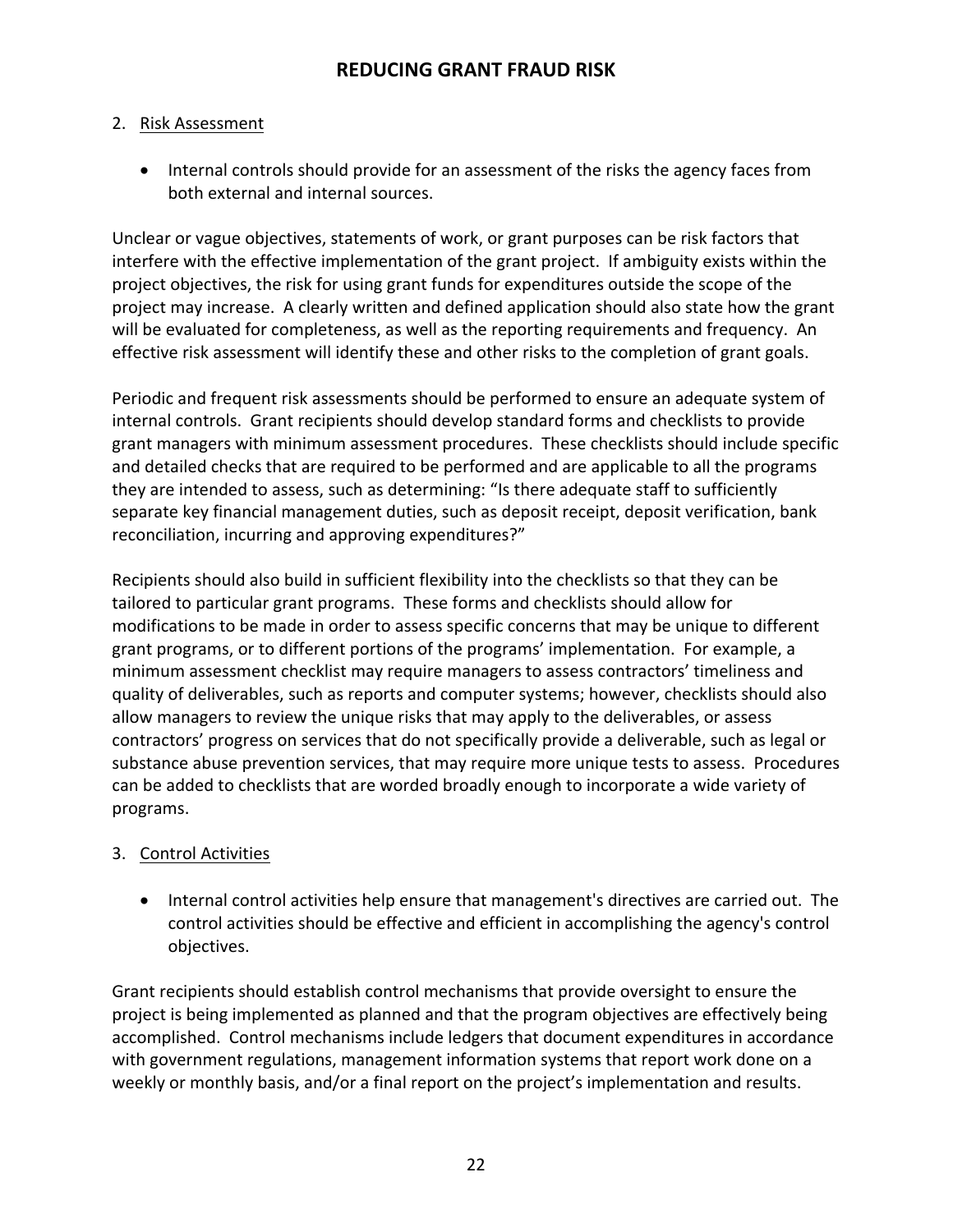2. Risk Assessment

    - Internal controls should provide for an assessment of the risks the agency faces from both external and internal sources.

Unclear or vague objectives, statements of work, or grant purposes can be risk factors that interfere with the effective implementation of the grant project. If ambiguity exists within the project objectives, the risk for using grant funds for expenditures outside the scope of the project may increase. A clearly written and defined application should also state how the grant will be evaluated for completeness, as well as the reporting requirements and frequency. An effective risk assessment will identify these and other risks to the completion of grant goals.

Periodic and frequent risk assessments should be performed to ensure an adequate system of internal controls. Grant recipients should develop standard forms and checklists to provide grant managers with minimum assessment procedures. These checklists should include specific and detailed checks that are required to be performed and are applicable to all the programs they are intended to assess, such as determining: "Is there adequate staff to sufficiently separate key financial management duties, such as deposit receipt, deposit verification, bank reconciliation, incurring and approving expenditures?"

Recipients should also build in sufficient flexibility into the checklists so that they can be tailored to particular grant programs. These forms and checklists should allow for modifications to be made in order to assess specific concerns that may be unique to different grant programs, or to different portions of the programs' implementation. For example, a minimum assessment checklist may require managers to assess contractors' timeliness and quality of deliverables, such as reports and computer systems; however, checklists should also allow managers to review the unique risks that may apply to the deliverables, or assess contractors' progress on services that do not specifically provide a deliverable, such as legal or substance abuse prevention services, that may require more unique tests to assess. Procedures can be added to checklists that are worded broadly enough to incorporate a wide variety of programs.

3. Control Activities

    - Internal control activities help ensure that management's directives are carried out. The control activities should be effective and efficient in accomplishing the agency's control objectives.

Grant recipients should establish control mechanisms that provide oversight to ensure the project is being implemented as planned and that the program objectives are effectively being accomplished. Control mechanisms include ledgers that document expenditures in accordance with government regulations, management information systems that report work done on a weekly or monthly basis, and/or a final report on the project's implementation and results.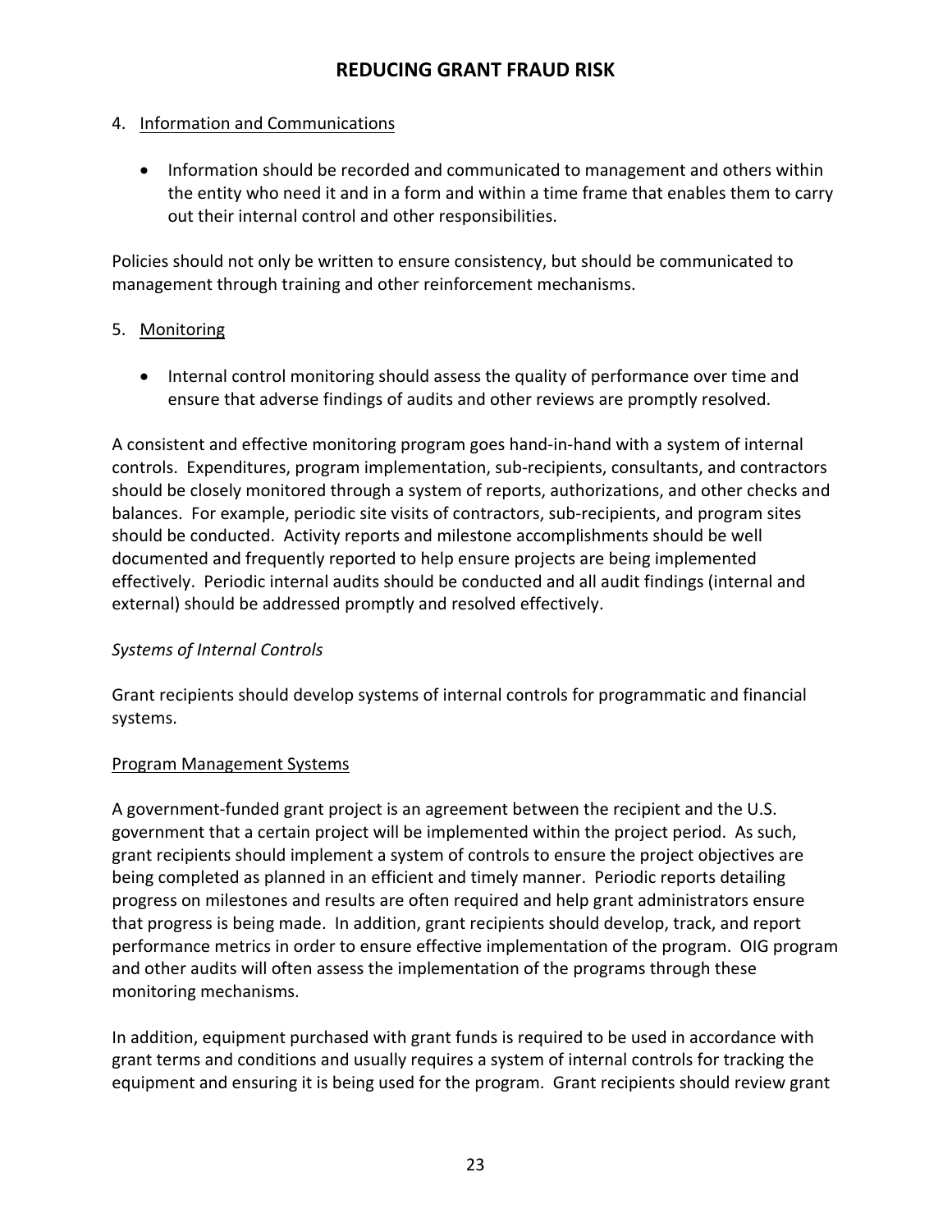4. Information and Communications

    - Information should be recorded and communicated to management and others within the entity who need it and in a form and within a time frame that enables them to carry out their internal control and other responsibilities.

Policies should not only be written to ensure consistency, but should be communicated to management through training and other reinforcement mechanisms.

5. Monitoring

    - Internal control monitoring should assess the quality of performance over time and ensure that adverse findings of audits and other reviews are promptly resolved.

A consistent and effective monitoring program goes hand-in-hand with a system of internal controls. Expenditures, program implementation, sub-recipients, consultants, and contractors should be closely monitored through a system of reports, authorizations, and other checks and balances. For example, periodic site visits of contractors, sub-recipients, and program sites should be conducted. Activity reports and milestone accomplishments should be well documented and frequently reported to help ensure projects are being implemented effectively. Periodic internal audits should be conducted and all audit findings (internal and external) should be addressed promptly and resolved effectively.

*Systems of Internal Controls*

Grant recipients should develop systems of internal controls for programmatic and financial systems.

Program Management Systems

A government-funded grant project is an agreement between the recipient and the U.S. government that a certain project will be implemented within the project period. As such, grant recipients should implement a system of controls to ensure the project objectives are being completed as planned in an efficient and timely manner. Periodic reports detailing progress on milestones and results are often required and help grant administrators ensure that progress is being made. In addition, grant recipients should develop, track, and report performance metrics in order to ensure effective implementation of the program. OIG program and other audits will often assess the implementation of the programs through these monitoring mechanisms.

In addition, equipment purchased with grant funds is required to be used in accordance with grant terms and conditions and usually requires a system of internal controls for tracking the equipment and ensuring it is being used for the program. Grant recipients should review grant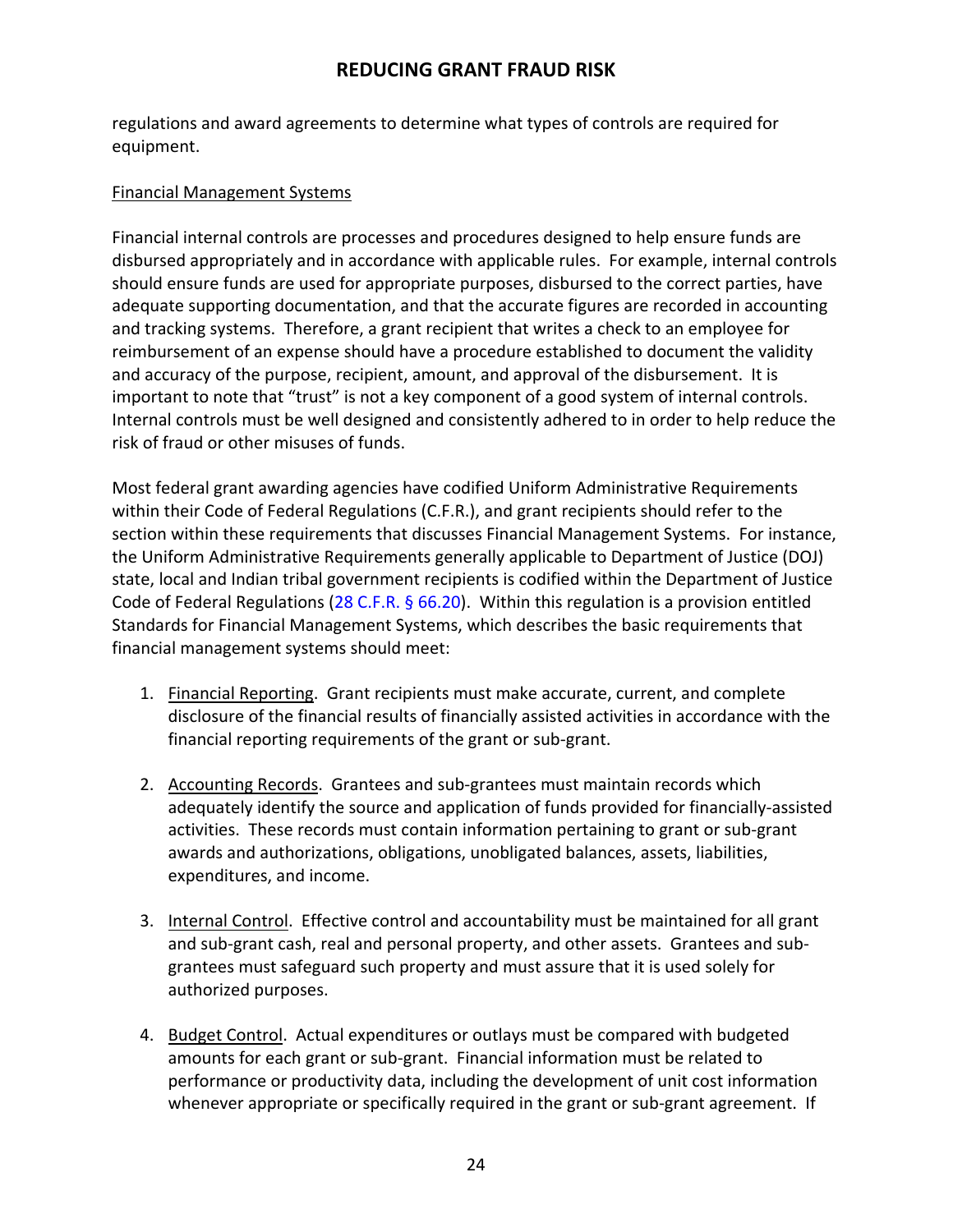regulations and award agreements to determine what types of controls are required for equipment.

Financial Management Systems

Financial internal controls are processes and procedures designed to help ensure funds are disbursed appropriately and in accordance with applicable rules. For example, internal controls should ensure funds are used for appropriate purposes, disbursed to the correct parties, have adequate supporting documentation, and that the accurate figures are recorded in accounting and tracking systems. Therefore, a grant recipient that writes a check to an employee for reimbursement of an expense should have a procedure established to document the validity and accuracy of the purpose, recipient, amount, and approval of the disbursement. It is important to note that "trust" is not a key component of a good system of internal controls. Internal controls must be well designed and consistently adhered to in order to help reduce the risk of fraud or other misuses of funds.

Most federal grant awarding agencies have codified Uniform Administrative Requirements within their Code of Federal Regulations (C.F.R.), and grant recipients should refer to the section within these requirements that discusses Financial Management Systems. For instance, the Uniform Administrative Requirements generally applicable to Department of Justice (DOJ) state, local and Indian tribal government recipients is codified within the Department of Justice Code of Federal Regulations (28 C.F.R. § 66.20). Within this regulation is a provision entitled Standards for Financial Management Systems, which describes the basic requirements that financial management systems should meet:

1. Financial Reporting. Grant recipients must make accurate, current, and complete disclosure of the financial results of financially assisted activities in accordance with the financial reporting requirements of the grant or sub-grant.

2. Accounting Records. Grantees and sub-grantees must maintain records which adequately identify the source and application of funds provided for financially-assisted activities. These records must contain information pertaining to grant or sub-grant awards and authorizations, obligations, unobligated balances, assets, liabilities, expenditures, and income.

3. Internal Control. Effective control and accountability must be maintained for all grant and sub-grant cash, real and personal property, and other assets. Grantees and sub-grantees must safeguard such property and must assure that it is used solely for authorized purposes.

4. Budget Control. Actual expenditures or outlays must be compared with budgeted amounts for each grant or sub-grant. Financial information must be related to performance or productivity data, including the development of unit cost information whenever appropriate or specifically required in the grant or sub-grant agreement. If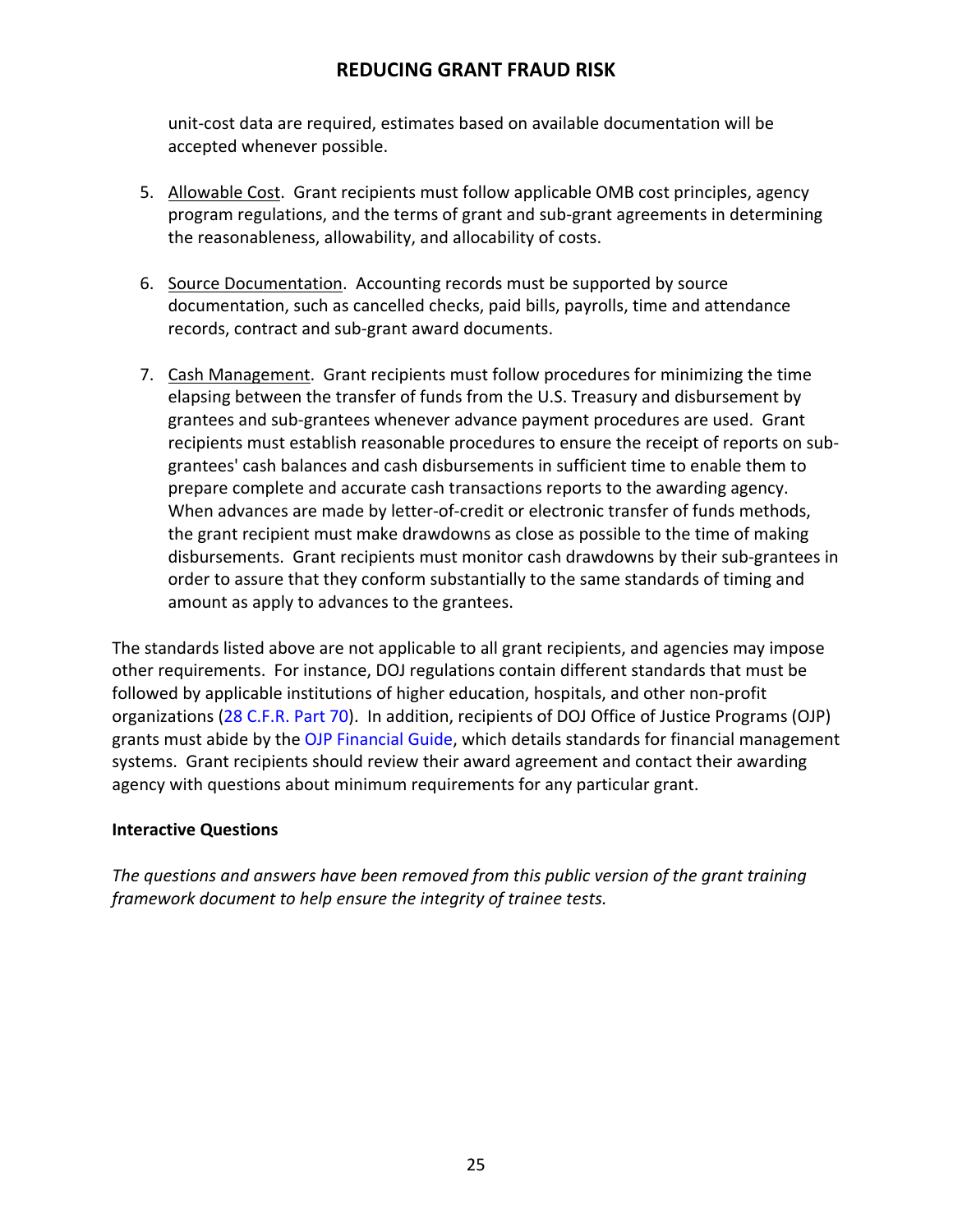unit-cost data are required, estimates based on available documentation will be accepted whenever possible.

5. Allowable Cost. Grant recipients must follow applicable OMB cost principles, agency program regulations, and the terms of grant and sub-grant agreements in determining the reasonableness, allowability, and allocability of costs.

6. Source Documentation. Accounting records must be supported by source documentation, such as cancelled checks, paid bills, payrolls, time and attendance records, contract and sub-grant award documents.

7. Cash Management. Grant recipients must follow procedures for minimizing the time elapsing between the transfer of funds from the U.S. Treasury and disbursement by grantees and sub-grantees whenever advance payment procedures are used. Grant recipients must establish reasonable procedures to ensure the receipt of reports on sub-grantees' cash balances and cash disbursements in sufficient time to enable them to prepare complete and accurate cash transactions reports to the awarding agency. When advances are made by letter-of-credit or electronic transfer of funds methods, the grant recipient must make drawdowns as close as possible to the time of making disbursements. Grant recipients must monitor cash drawdowns by their sub-grantees in order to assure that they conform substantially to the same standards of timing and amount as apply to advances to the grantees.

The standards listed above are not applicable to all grant recipients, and agencies may impose other requirements. For instance, DOJ regulations contain different standards that must be followed by applicable institutions of higher education, hospitals, and other non-profit organizations (28 C.F.R. Part 70). In addition, recipients of DOJ Office of Justice Programs (OJP) grants must abide by the OJP Financial Guide, which details standards for financial management systems. Grant recipients should review their award agreement and contact their awarding agency with questions about minimum requirements for any particular grant.

**Interactive Questions**

*The questions and answers have been removed from this public version of the grant training framework document to help ensure the integrity of trainee tests.*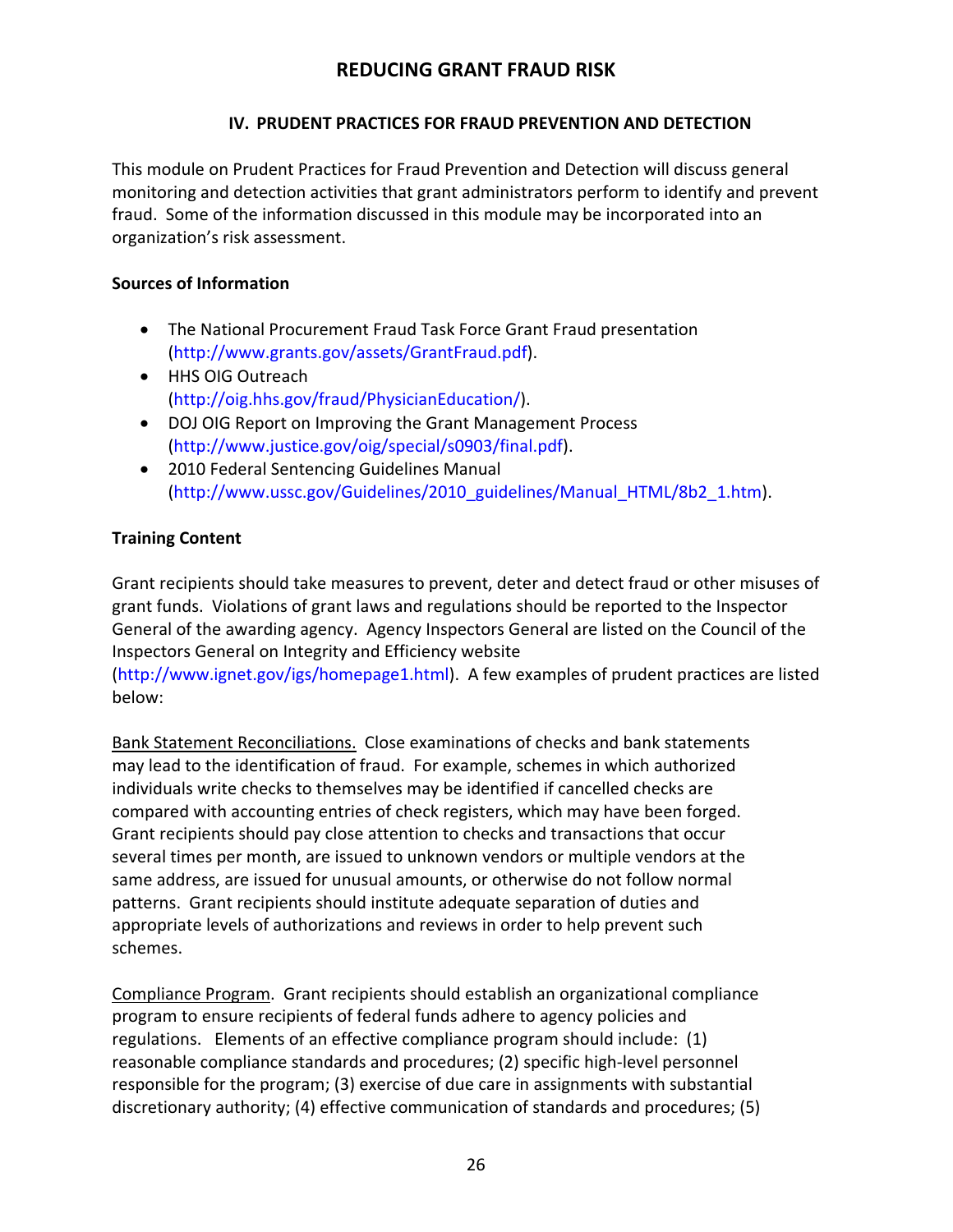## REDUCING GRANT FRAUD RISK

### IV. PRUDENT PRACTICES FOR FRAUD PREVENTION AND DETECTION

This module on Prudent Practices for Fraud Prevention and Detection will discuss general monitoring and detection activities that grant administrators perform to identify and prevent fraud. Some of the information discussed in this module may be incorporated into an organization's risk assessment.

**Sources of Information**

- The National Procurement Fraud Task Force Grant Fraud presentation (http://www.grants.gov/assets/GrantFraud.pdf).
- HHS OIG Outreach (http://oig.hhs.gov/fraud/PhysicianEducation/).
- DOJ OIG Report on Improving the Grant Management Process (http://www.justice.gov/oig/special/s0903/final.pdf).
- 2010 Federal Sentencing Guidelines Manual (http://www.ussc.gov/Guidelines/2010_guidelines/Manual_HTML/8b2_1.htm).

**Training Content**

Grant recipients should take measures to prevent, deter and detect fraud or other misuses of grant funds. Violations of grant laws and regulations should be reported to the Inspector General of the awarding agency. Agency Inspectors General are listed on the Council of the Inspectors General on Integrity and Efficiency website (http://www.ignet.gov/igs/homepage1.html). A few examples of prudent practices are listed below:

Bank Statement Reconciliations. Close examinations of checks and bank statements may lead to the identification of fraud. For example, schemes in which authorized individuals write checks to themselves may be identified if cancelled checks are compared with accounting entries of check registers, which may have been forged. Grant recipients should pay close attention to checks and transactions that occur several times per month, are issued to unknown vendors or multiple vendors at the same address, are issued for unusual amounts, or otherwise do not follow normal patterns. Grant recipients should institute adequate separation of duties and appropriate levels of authorizations and reviews in order to help prevent such schemes.

Compliance Program. Grant recipients should establish an organizational compliance program to ensure recipients of federal funds adhere to agency policies and regulations. Elements of an effective compliance program should include: (1) reasonable compliance standards and procedures; (2) specific high-level personnel responsible for the program; (3) exercise of due care in assignments with substantial discretionary authority; (4) effective communication of standards and procedures; (5)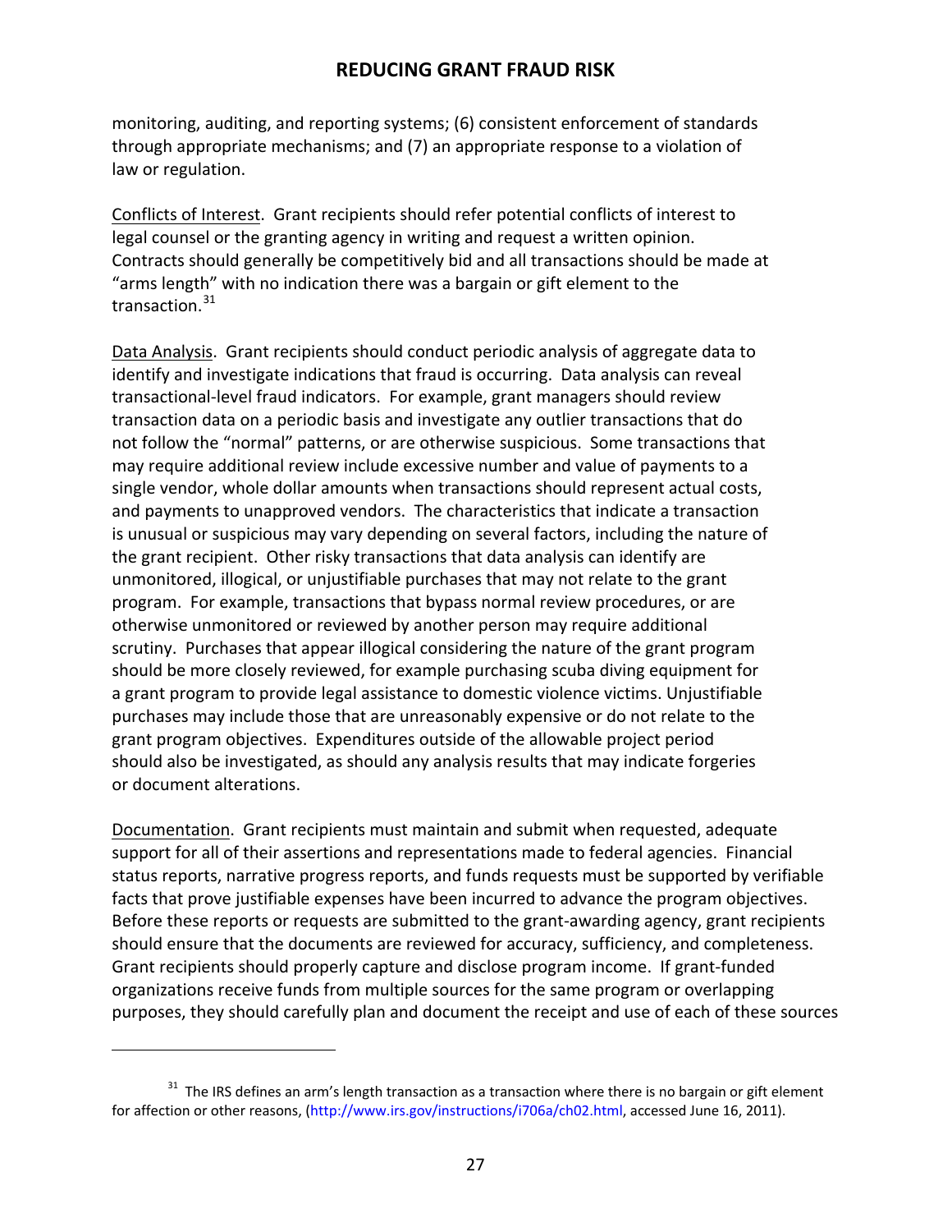monitoring, auditing, and reporting systems; (6) consistent enforcement of standards through appropriate mechanisms; and (7) an appropriate response to a violation of law or regulation.

<u>Conflicts of Interest</u>. Grant recipients should refer potential conflicts of interest to legal counsel or the granting agency in writing and request a written opinion. Contracts should generally be competitively bid and all transactions should be made at "arms length" with no indication there was a bargain or gift element to the transaction.[31]

<u>Data Analysis</u>. Grant recipients should conduct periodic analysis of aggregate data to identify and investigate indications that fraud is occurring. Data analysis can reveal transactional-level fraud indicators. For example, grant managers should review transaction data on a periodic basis and investigate any outlier transactions that do not follow the "normal" patterns, or are otherwise suspicious. Some transactions that may require additional review include excessive number and value of payments to a single vendor, whole dollar amounts when transactions should represent actual costs, and payments to unapproved vendors. The characteristics that indicate a transaction is unusual or suspicious may vary depending on several factors, including the nature of the grant recipient. Other risky transactions that data analysis can identify are unmonitored, illogical, or unjustifiable purchases that may not relate to the grant program. For example, transactions that bypass normal review procedures, or are otherwise unmonitored or reviewed by another person may require additional scrutiny. Purchases that appear illogical considering the nature of the grant program should be more closely reviewed, for example purchasing scuba diving equipment for a grant program to provide legal assistance to domestic violence victims. Unjustifiable purchases may include those that are unreasonably expensive or do not relate to the grant program objectives. Expenditures outside of the allowable project period should also be investigated, as should any analysis results that may indicate forgeries or document alterations.

<u>Documentation</u>. Grant recipients must maintain and submit when requested, adequate support for all of their assertions and representations made to federal agencies. Financial status reports, narrative progress reports, and funds requests must be supported by verifiable facts that prove justifiable expenses have been incurred to advance the program objectives. Before these reports or requests are submitted to the grant-awarding agency, grant recipients should ensure that the documents are reviewed for accuracy, sufficiency, and completeness. Grant recipients should properly capture and disclose program income. If grant-funded organizations receive funds from multiple sources for the same program or overlapping purposes, they should carefully plan and document the receipt and use of each of these sources

---

[31] The IRS defines an arm's length transaction as a transaction where there is no bargain or gift element for affection or other reasons, (http://www.irs.gov/instructions/i706a/ch02.html, accessed June 16, 2011).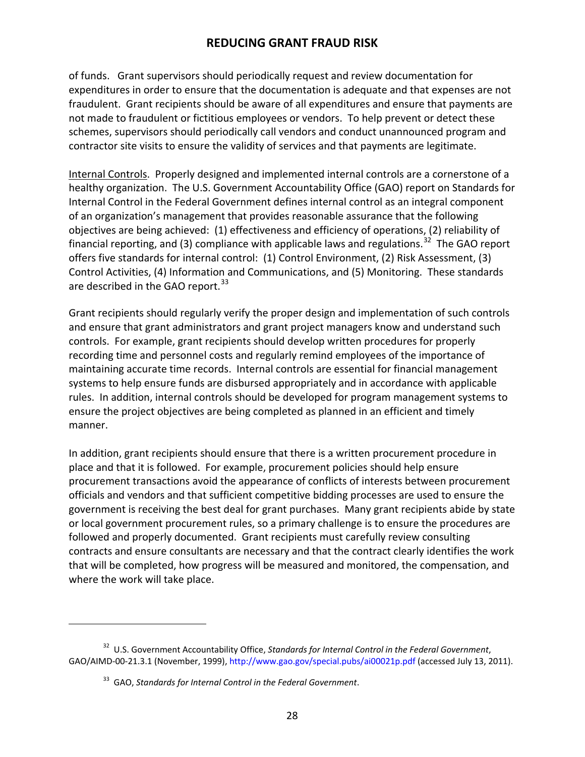of funds. Grant supervisors should periodically request and review documentation for expenditures in order to ensure that the documentation is adequate and that expenses are not fraudulent. Grant recipients should be aware of all expenditures and ensure that payments are not made to fraudulent or fictitious employees or vendors. To help prevent or detect these schemes, supervisors should periodically call vendors and conduct unannounced program and contractor site visits to ensure the validity of services and that payments are legitimate.

Internal Controls. Properly designed and implemented internal controls are a cornerstone of a healthy organization. The U.S. Government Accountability Office (GAO) report on Standards for Internal Control in the Federal Government defines internal control as an integral component of an organization's management that provides reasonable assurance that the following objectives are being achieved: (1) effectiveness and efficiency of operations, (2) reliability of financial reporting, and (3) compliance with applicable laws and regulations.[32] The GAO report offers five standards for internal control: (1) Control Environment, (2) Risk Assessment, (3) Control Activities, (4) Information and Communications, and (5) Monitoring. These standards are described in the GAO report.[33]

Grant recipients should regularly verify the proper design and implementation of such controls and ensure that grant administrators and grant project managers know and understand such controls. For example, grant recipients should develop written procedures for properly recording time and personnel costs and regularly remind employees of the importance of maintaining accurate time records. Internal controls are essential for financial management systems to help ensure funds are disbursed appropriately and in accordance with applicable rules. In addition, internal controls should be developed for program management systems to ensure the project objectives are being completed as planned in an efficient and timely manner.

In addition, grant recipients should ensure that there is a written procurement procedure in place and that it is followed. For example, procurement policies should help ensure procurement transactions avoid the appearance of conflicts of interests between procurement officials and vendors and that sufficient competitive bidding processes are used to ensure the government is receiving the best deal for grant purchases. Many grant recipients abide by state or local government procurement rules, so a primary challenge is to ensure the procedures are followed and properly documented. Grant recipients must carefully review consulting contracts and ensure consultants are necessary and that the contract clearly identifies the work that will be completed, how progress will be measured and monitored, the compensation, and where the work will take place.

---

[32] U.S. Government Accountability Office, *Standards for Internal Control in the Federal Government*, GAO/AIMD-00-21.3.1 (November, 1999), http://www.gao.gov/special.pubs/ai00021p.pdf (accessed July 13, 2011).

[33] GAO, *Standards for Internal Control in the Federal Government*.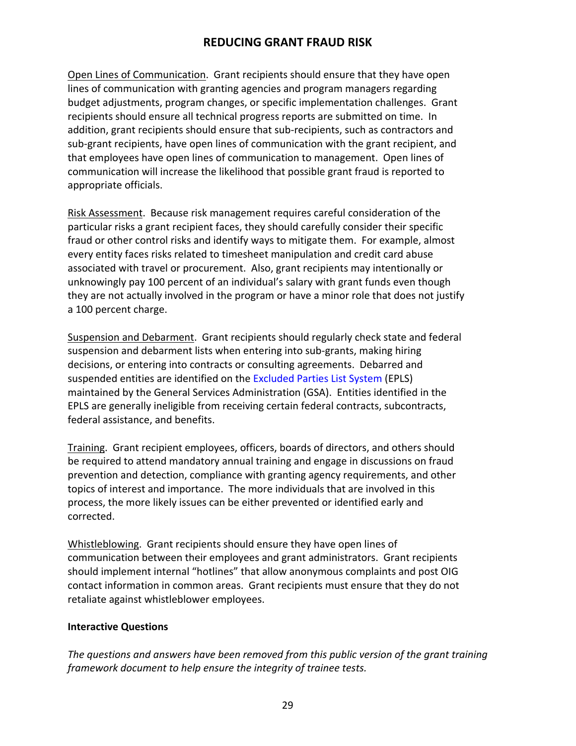## REDUCING GRANT FRAUD RISK

Open Lines of Communication. Grant recipients should ensure that they have open lines of communication with granting agencies and program managers regarding budget adjustments, program changes, or specific implementation challenges. Grant recipients should ensure all technical progress reports are submitted on time. In addition, grant recipients should ensure that sub-recipients, such as contractors and sub-grant recipients, have open lines of communication with the grant recipient, and that employees have open lines of communication to management. Open lines of communication will increase the likelihood that possible grant fraud is reported to appropriate officials.

Risk Assessment. Because risk management requires careful consideration of the particular risks a grant recipient faces, they should carefully consider their specific fraud or other control risks and identify ways to mitigate them. For example, almost every entity faces risks related to timesheet manipulation and credit card abuse associated with travel or procurement. Also, grant recipients may intentionally or unknowingly pay 100 percent of an individual's salary with grant funds even though they are not actually involved in the program or have a minor role that does not justify a 100 percent charge.

Suspension and Debarment. Grant recipients should regularly check state and federal suspension and debarment lists when entering into sub-grants, making hiring decisions, or entering into contracts or consulting agreements. Debarred and suspended entities are identified on the Excluded Parties List System (EPLS) maintained by the General Services Administration (GSA). Entities identified in the EPLS are generally ineligible from receiving certain federal contracts, subcontracts, federal assistance, and benefits.

Training. Grant recipient employees, officers, boards of directors, and others should be required to attend mandatory annual training and engage in discussions on fraud prevention and detection, compliance with granting agency requirements, and other topics of interest and importance. The more individuals that are involved in this process, the more likely issues can be either prevented or identified early and corrected.

Whistleblowing. Grant recipients should ensure they have open lines of communication between their employees and grant administrators. Grant recipients should implement internal "hotlines" that allow anonymous complaints and post OIG contact information in common areas. Grant recipients must ensure that they do not retaliate against whistleblower employees.

**Interactive Questions**

*The questions and answers have been removed from this public version of the grant training framework document to help ensure the integrity of trainee tests.*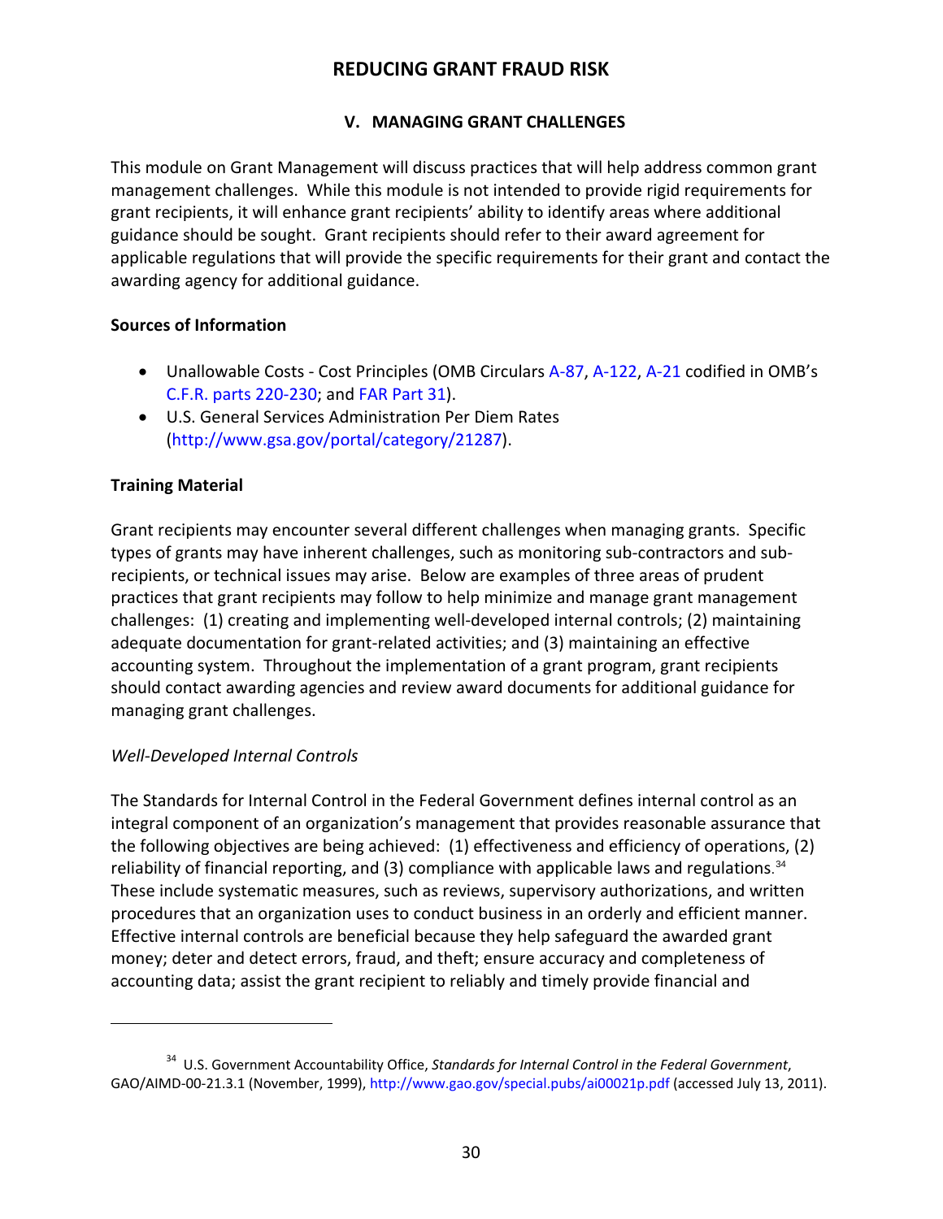## V. MANAGING GRANT CHALLENGES

This module on Grant Management will discuss practices that will help address common grant management challenges. While this module is not intended to provide rigid requirements for grant recipients, it will enhance grant recipients' ability to identify areas where additional guidance should be sought. Grant recipients should refer to their award agreement for applicable regulations that will provide the specific requirements for their grant and contact the awarding agency for additional guidance.

### Sources of Information

- Unallowable Costs - Cost Principles (OMB Circulars A-87, A-122, A-21 codified in OMB's C.F.R. parts 220-230; and FAR Part 31).
- U.S. General Services Administration Per Diem Rates (http://www.gsa.gov/portal/category/21287).

### Training Material

Grant recipients may encounter several different challenges when managing grants. Specific types of grants may have inherent challenges, such as monitoring sub-contractors and sub-recipients, or technical issues may arise. Below are examples of three areas of prudent practices that grant recipients may follow to help minimize and manage grant management challenges: (1) creating and implementing well-developed internal controls; (2) maintaining adequate documentation for grant-related activities; and (3) maintaining an effective accounting system. Throughout the implementation of a grant program, grant recipients should contact awarding agencies and review award documents for additional guidance for managing grant challenges.

*Well-Developed Internal Controls*

The Standards for Internal Control in the Federal Government defines internal control as an integral component of an organization's management that provides reasonable assurance that the following objectives are being achieved: (1) effectiveness and efficiency of operations, (2) reliability of financial reporting, and (3) compliance with applicable laws and regulations.[34] These include systematic measures, such as reviews, supervisory authorizations, and written procedures that an organization uses to conduct business in an orderly and efficient manner. Effective internal controls are beneficial because they help safeguard the awarded grant money; deter and detect errors, fraud, and theft; ensure accuracy and completeness of accounting data; assist the grant recipient to reliably and timely provide financial and

[34] U.S. Government Accountability Office, *Standards for Internal Control in the Federal Government*, GAO/AIMD-00-21.3.1 (November, 1999), http://www.gao.gov/special.pubs/ai00021p.pdf (accessed July 13, 2011).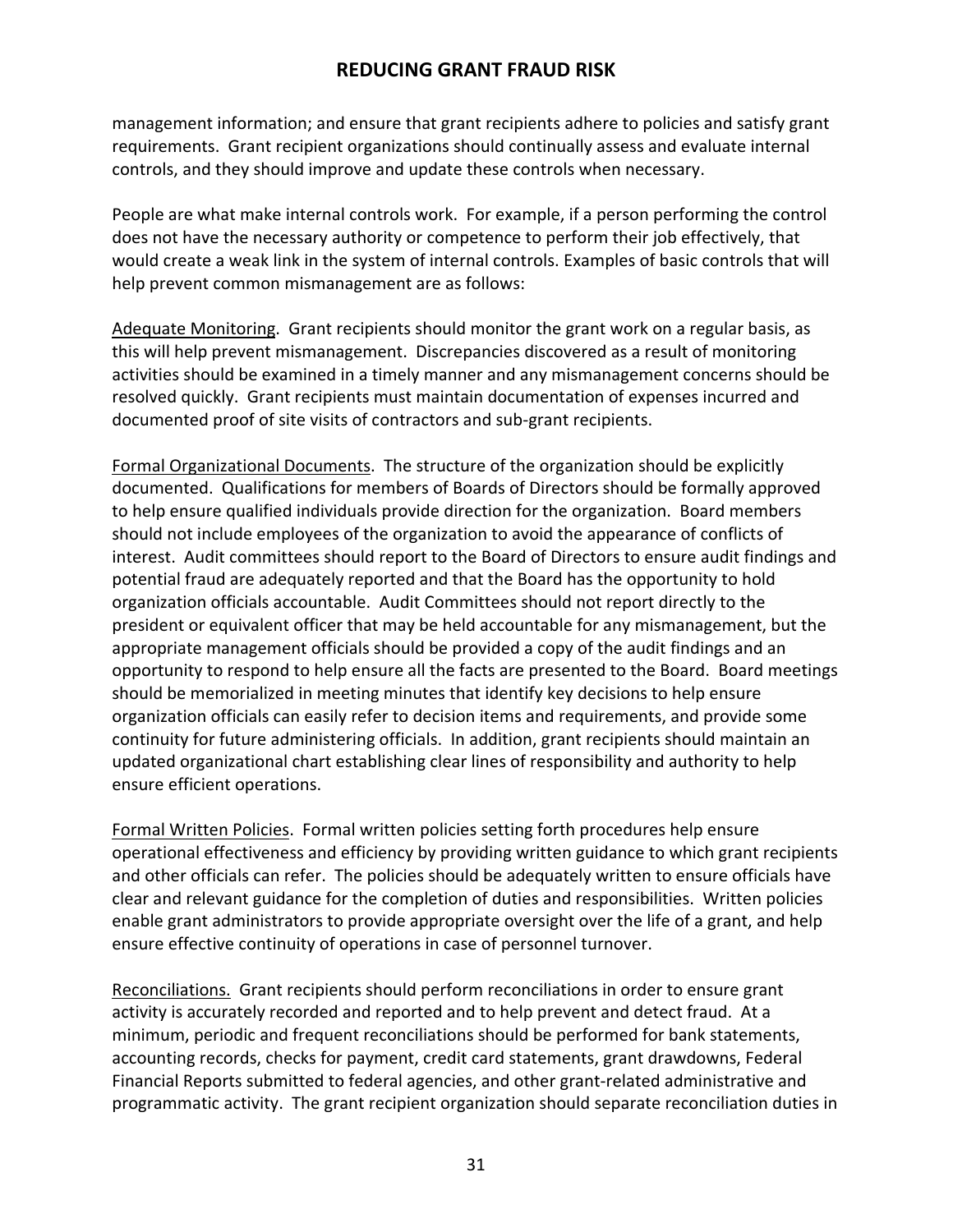management information; and ensure that grant recipients adhere to policies and satisfy grant requirements. Grant recipient organizations should continually assess and evaluate internal controls, and they should improve and update these controls when necessary.

People are what make internal controls work. For example, if a person performing the control does not have the necessary authority or competence to perform their job effectively, that would create a weak link in the system of internal controls. Examples of basic controls that will help prevent common mismanagement are as follows:

<u>Adequate Monitoring</u>. Grant recipients should monitor the grant work on a regular basis, as this will help prevent mismanagement. Discrepancies discovered as a result of monitoring activities should be examined in a timely manner and any mismanagement concerns should be resolved quickly. Grant recipients must maintain documentation of expenses incurred and documented proof of site visits of contractors and sub-grant recipients.

<u>Formal Organizational Documents</u>. The structure of the organization should be explicitly documented. Qualifications for members of Boards of Directors should be formally approved to help ensure qualified individuals provide direction for the organization. Board members should not include employees of the organization to avoid the appearance of conflicts of interest. Audit committees should report to the Board of Directors to ensure audit findings and potential fraud are adequately reported and that the Board has the opportunity to hold organization officials accountable. Audit Committees should not report directly to the president or equivalent officer that may be held accountable for any mismanagement, but the appropriate management officials should be provided a copy of the audit findings and an opportunity to respond to help ensure all the facts are presented to the Board. Board meetings should be memorialized in meeting minutes that identify key decisions to help ensure organization officials can easily refer to decision items and requirements, and provide some continuity for future administering officials. In addition, grant recipients should maintain an updated organizational chart establishing clear lines of responsibility and authority to help ensure efficient operations.

<u>Formal Written Policies</u>. Formal written policies setting forth procedures help ensure operational effectiveness and efficiency by providing written guidance to which grant recipients and other officials can refer. The policies should be adequately written to ensure officials have clear and relevant guidance for the completion of duties and responsibilities. Written policies enable grant administrators to provide appropriate oversight over the life of a grant, and help ensure effective continuity of operations in case of personnel turnover.

<u>Reconciliations.</u> Grant recipients should perform reconciliations in order to ensure grant activity is accurately recorded and reported and to help prevent and detect fraud. At a minimum, periodic and frequent reconciliations should be performed for bank statements, accounting records, checks for payment, credit card statements, grant drawdowns, Federal Financial Reports submitted to federal agencies, and other grant-related administrative and programmatic activity. The grant recipient organization should separate reconciliation duties in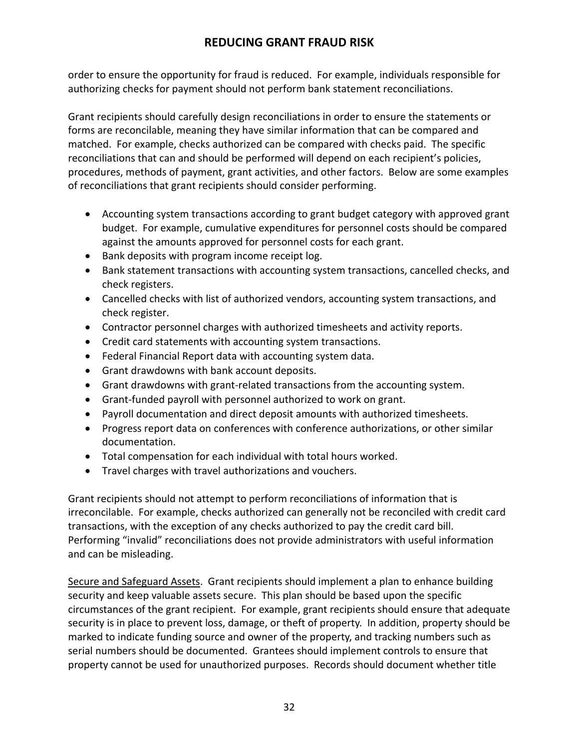order to ensure the opportunity for fraud is reduced. For example, individuals responsible for authorizing checks for payment should not perform bank statement reconciliations.

Grant recipients should carefully design reconciliations in order to ensure the statements or forms are reconcilable, meaning they have similar information that can be compared and matched. For example, checks authorized can be compared with checks paid. The specific reconciliations that can and should be performed will depend on each recipient's policies, procedures, methods of payment, grant activities, and other factors. Below are some examples of reconciliations that grant recipients should consider performing.

- Accounting system transactions according to grant budget category with approved grant budget. For example, cumulative expenditures for personnel costs should be compared against the amounts approved for personnel costs for each grant.
- Bank deposits with program income receipt log.
- Bank statement transactions with accounting system transactions, cancelled checks, and check registers.
- Cancelled checks with list of authorized vendors, accounting system transactions, and check register.
- Contractor personnel charges with authorized timesheets and activity reports.
- Credit card statements with accounting system transactions.
- Federal Financial Report data with accounting system data.
- Grant drawdowns with bank account deposits.
- Grant drawdowns with grant-related transactions from the accounting system.
- Grant-funded payroll with personnel authorized to work on grant.
- Payroll documentation and direct deposit amounts with authorized timesheets.
- Progress report data on conferences with conference authorizations, or other similar documentation.
- Total compensation for each individual with total hours worked.
- Travel charges with travel authorizations and vouchers.

Grant recipients should not attempt to perform reconciliations of information that is irreconcilable. For example, checks authorized can generally not be reconciled with credit card transactions, with the exception of any checks authorized to pay the credit card bill. Performing "invalid" reconciliations does not provide administrators with useful information and can be misleading.

<u>Secure and Safeguard Assets</u>. Grant recipients should implement a plan to enhance building security and keep valuable assets secure. This plan should be based upon the specific circumstances of the grant recipient. For example, grant recipients should ensure that adequate security is in place to prevent loss, damage, or theft of property. In addition, property should be marked to indicate funding source and owner of the property, and tracking numbers such as serial numbers should be documented. Grantees should implement controls to ensure that property cannot be used for unauthorized purposes. Records should document whether title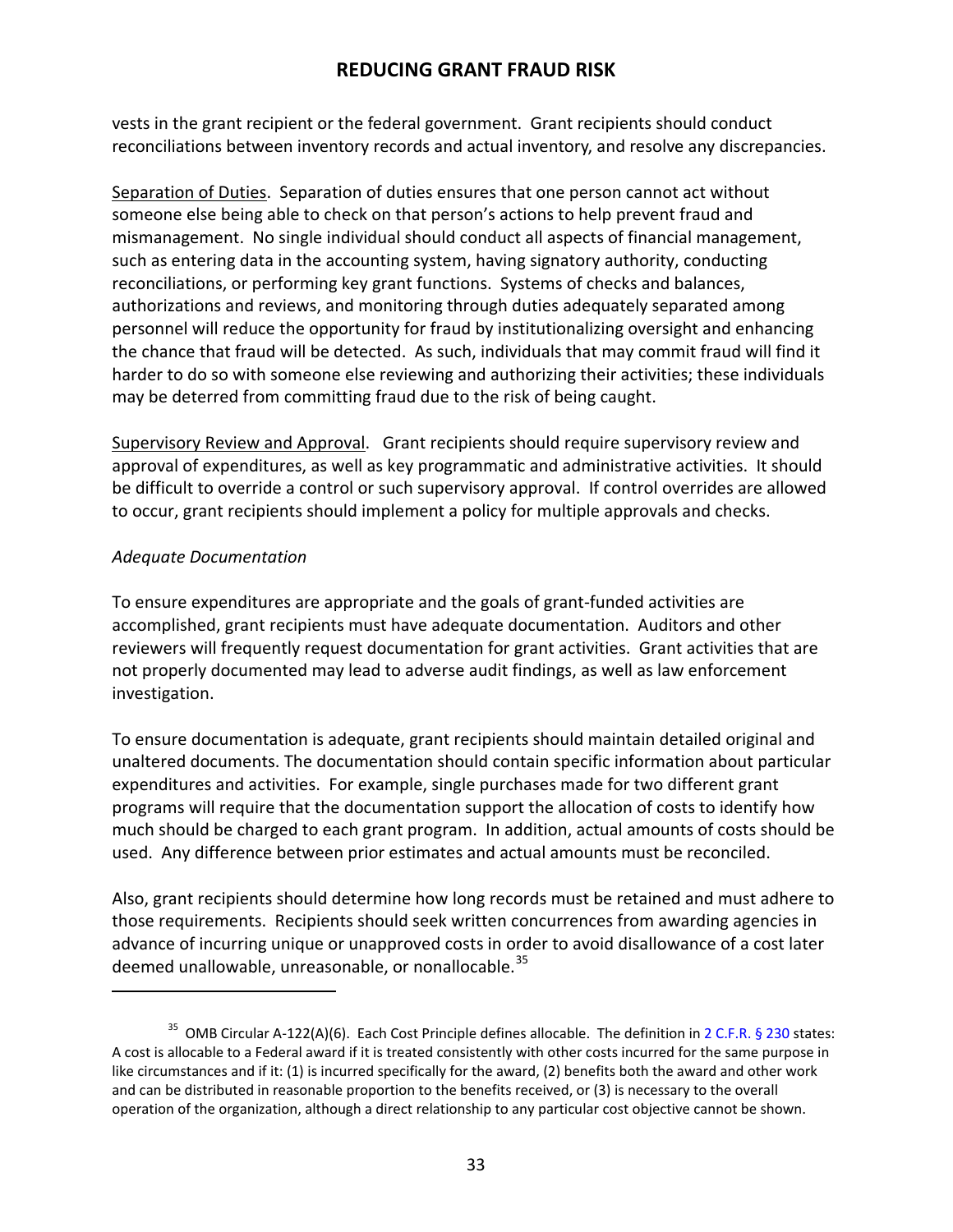vests in the grant recipient or the federal government. Grant recipients should conduct reconciliations between inventory records and actual inventory, and resolve any discrepancies.

Separation of Duties. Separation of duties ensures that one person cannot act without someone else being able to check on that person's actions to help prevent fraud and mismanagement. No single individual should conduct all aspects of financial management, such as entering data in the accounting system, having signatory authority, conducting reconciliations, or performing key grant functions. Systems of checks and balances, authorizations and reviews, and monitoring through duties adequately separated among personnel will reduce the opportunity for fraud by institutionalizing oversight and enhancing the chance that fraud will be detected. As such, individuals that may commit fraud will find it harder to do so with someone else reviewing and authorizing their activities; these individuals may be deterred from committing fraud due to the risk of being caught.

Supervisory Review and Approval. Grant recipients should require supervisory review and approval of expenditures, as well as key programmatic and administrative activities. It should be difficult to override a control or such supervisory approval. If control overrides are allowed to occur, grant recipients should implement a policy for multiple approvals and checks.

*Adequate Documentation*

To ensure expenditures are appropriate and the goals of grant-funded activities are accomplished, grant recipients must have adequate documentation. Auditors and other reviewers will frequently request documentation for grant activities. Grant activities that are not properly documented may lead to adverse audit findings, as well as law enforcement investigation.

To ensure documentation is adequate, grant recipients should maintain detailed original and unaltered documents. The documentation should contain specific information about particular expenditures and activities. For example, single purchases made for two different grant programs will require that the documentation support the allocation of costs to identify how much should be charged to each grant program. In addition, actual amounts of costs should be used. Any difference between prior estimates and actual amounts must be reconciled.

Also, grant recipients should determine how long records must be retained and must adhere to those requirements. Recipients should seek written concurrences from awarding agencies in advance of incurring unique or unapproved costs in order to avoid disallowance of a cost later deemed unallowable, unreasonable, or nonallocable.[35]

---

[35] OMB Circular A-122(A)(6). Each Cost Principle defines allocable. The definition in 2 C.F.R. § 230 states: A cost is allocable to a Federal award if it is treated consistently with other costs incurred for the same purpose in like circumstances and if it: (1) is incurred specifically for the award, (2) benefits both the award and other work and can be distributed in reasonable proportion to the benefits received, or (3) is necessary to the overall operation of the organization, although a direct relationship to any particular cost objective cannot be shown.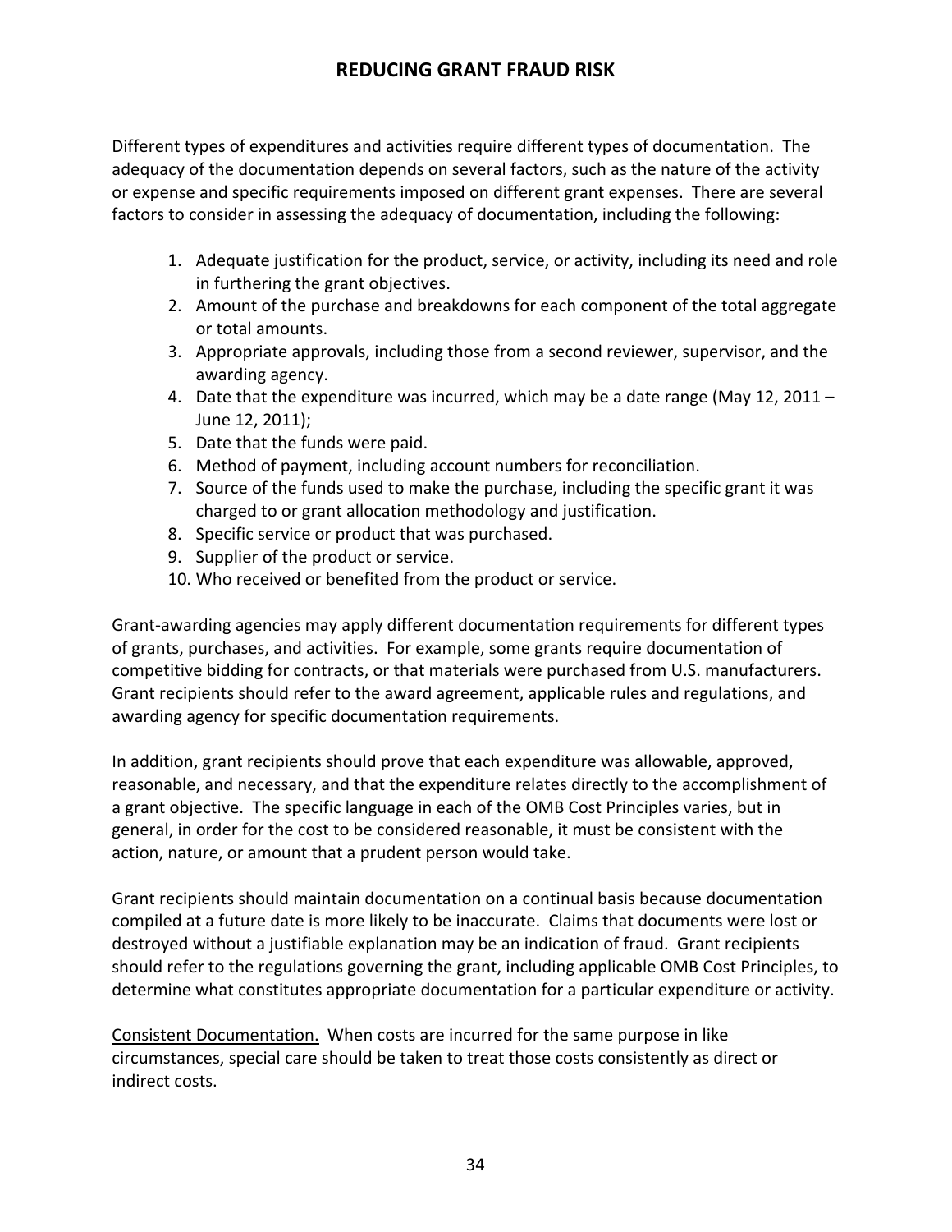Different types of expenditures and activities require different types of documentation. The adequacy of the documentation depends on several factors, such as the nature of the activity or expense and specific requirements imposed on different grant expenses. There are several factors to consider in assessing the adequacy of documentation, including the following:

1. Adequate justification for the product, service, or activity, including its need and role in furthering the grant objectives.
2. Amount of the purchase and breakdowns for each component of the total aggregate or total amounts.
3. Appropriate approvals, including those from a second reviewer, supervisor, and the awarding agency.
4. Date that the expenditure was incurred, which may be a date range (May 12, 2011 – June 12, 2011);
5. Date that the funds were paid.
6. Method of payment, including account numbers for reconciliation.
7. Source of the funds used to make the purchase, including the specific grant it was charged to or grant allocation methodology and justification.
8. Specific service or product that was purchased.
9. Supplier of the product or service.
10. Who received or benefited from the product or service.

Grant-awarding agencies may apply different documentation requirements for different types of grants, purchases, and activities. For example, some grants require documentation of competitive bidding for contracts, or that materials were purchased from U.S. manufacturers. Grant recipients should refer to the award agreement, applicable rules and regulations, and awarding agency for specific documentation requirements.

In addition, grant recipients should prove that each expenditure was allowable, approved, reasonable, and necessary, and that the expenditure relates directly to the accomplishment of a grant objective. The specific language in each of the OMB Cost Principles varies, but in general, in order for the cost to be considered reasonable, it must be consistent with the action, nature, or amount that a prudent person would take.

Grant recipients should maintain documentation on a continual basis because documentation compiled at a future date is more likely to be inaccurate. Claims that documents were lost or destroyed without a justifiable explanation may be an indication of fraud. Grant recipients should refer to the regulations governing the grant, including applicable OMB Cost Principles, to determine what constitutes appropriate documentation for a particular expenditure or activity.

Consistent Documentation. When costs are incurred for the same purpose in like circumstances, special care should be taken to treat those costs consistently as direct or indirect costs.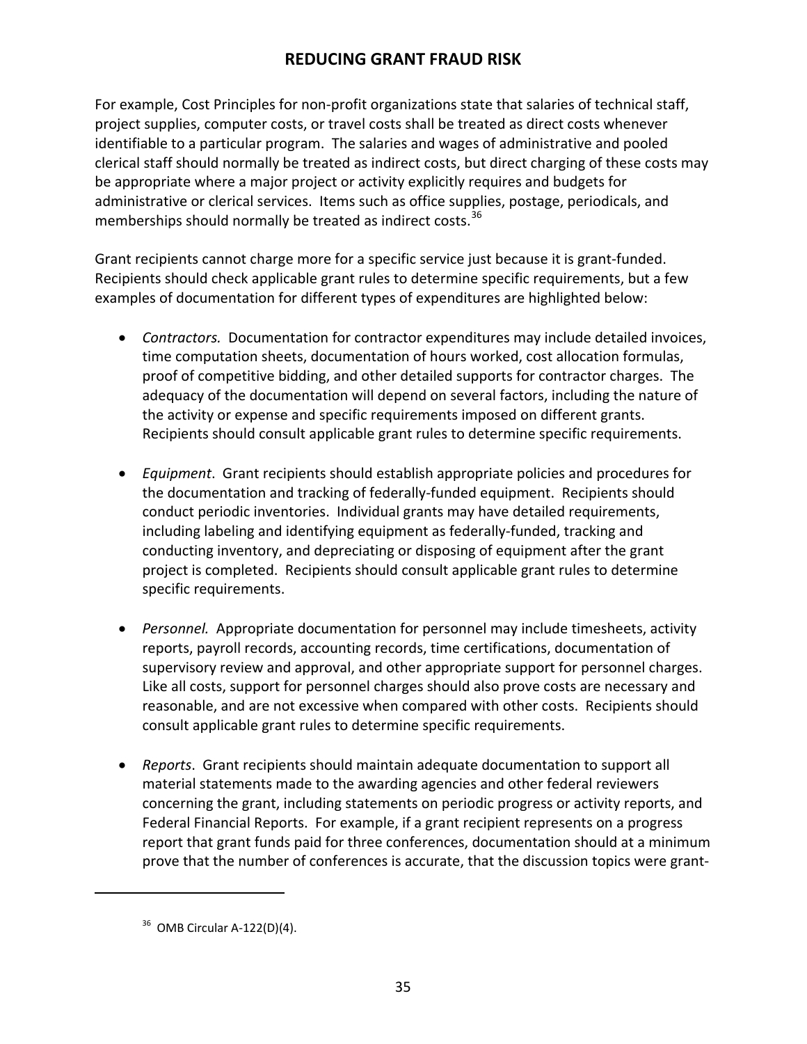For example, Cost Principles for non-profit organizations state that salaries of technical staff, project supplies, computer costs, or travel costs shall be treated as direct costs whenever identifiable to a particular program. The salaries and wages of administrative and pooled clerical staff should normally be treated as indirect costs, but direct charging of these costs may be appropriate where a major project or activity explicitly requires and budgets for administrative or clerical services. Items such as office supplies, postage, periodicals, and memberships should normally be treated as indirect costs.[36]

Grant recipients cannot charge more for a specific service just because it is grant-funded. Recipients should check applicable grant rules to determine specific requirements, but a few examples of documentation for different types of expenditures are highlighted below:

- *Contractors.* Documentation for contractor expenditures may include detailed invoices, time computation sheets, documentation of hours worked, cost allocation formulas, proof of competitive bidding, and other detailed supports for contractor charges. The adequacy of the documentation will depend on several factors, including the nature of the activity or expense and specific requirements imposed on different grants. Recipients should consult applicable grant rules to determine specific requirements.

- *Equipment*. Grant recipients should establish appropriate policies and procedures for the documentation and tracking of federally-funded equipment. Recipients should conduct periodic inventories. Individual grants may have detailed requirements, including labeling and identifying equipment as federally-funded, tracking and conducting inventory, and depreciating or disposing of equipment after the grant project is completed. Recipients should consult applicable grant rules to determine specific requirements.

- *Personnel.* Appropriate documentation for personnel may include timesheets, activity reports, payroll records, accounting records, time certifications, documentation of supervisory review and approval, and other appropriate support for personnel charges. Like all costs, support for personnel charges should also prove costs are necessary and reasonable, and are not excessive when compared with other costs. Recipients should consult applicable grant rules to determine specific requirements.

- *Reports*. Grant recipients should maintain adequate documentation to support all material statements made to the awarding agencies and other federal reviewers concerning the grant, including statements on periodic progress or activity reports, and Federal Financial Reports. For example, if a grant recipient represents on a progress report that grant funds paid for three conferences, documentation should at a minimum prove that the number of conferences is accurate, that the discussion topics were grant-

---

[36] OMB Circular A-122(D)(4).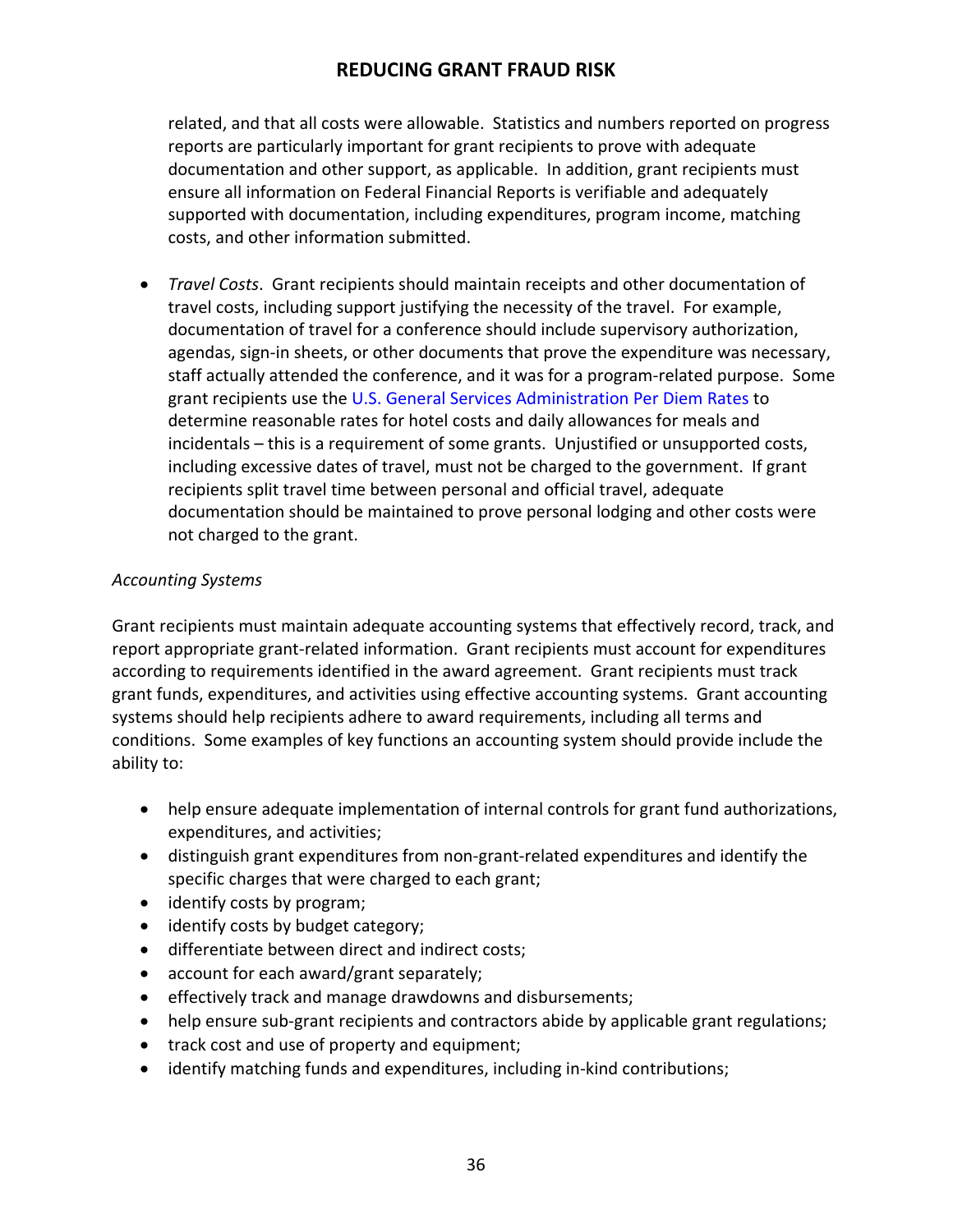related, and that all costs were allowable. Statistics and numbers reported on progress reports are particularly important for grant recipients to prove with adequate documentation and other support, as applicable. In addition, grant recipients must ensure all information on Federal Financial Reports is verifiable and adequately supported with documentation, including expenditures, program income, matching costs, and other information submitted.

- *Travel Costs*. Grant recipients should maintain receipts and other documentation of travel costs, including support justifying the necessity of the travel. For example, documentation of travel for a conference should include supervisory authorization, agendas, sign-in sheets, or other documents that prove the expenditure was necessary, staff actually attended the conference, and it was for a program-related purpose. Some grant recipients use the U.S. General Services Administration Per Diem Rates to determine reasonable rates for hotel costs and daily allowances for meals and incidentals – this is a requirement of some grants. Unjustified or unsupported costs, including excessive dates of travel, must not be charged to the government. If grant recipients split travel time between personal and official travel, adequate documentation should be maintained to prove personal lodging and other costs were not charged to the grant.

*Accounting Systems*

Grant recipients must maintain adequate accounting systems that effectively record, track, and report appropriate grant-related information. Grant recipients must account for expenditures according to requirements identified in the award agreement. Grant recipients must track grant funds, expenditures, and activities using effective accounting systems. Grant accounting systems should help recipients adhere to award requirements, including all terms and conditions. Some examples of key functions an accounting system should provide include the ability to:

- help ensure adequate implementation of internal controls for grant fund authorizations, expenditures, and activities;
- distinguish grant expenditures from non-grant-related expenditures and identify the specific charges that were charged to each grant;
- identify costs by program;
- identify costs by budget category;
- differentiate between direct and indirect costs;
- account for each award/grant separately;
- effectively track and manage drawdowns and disbursements;
- help ensure sub-grant recipients and contractors abide by applicable grant regulations;
- track cost and use of property and equipment;
- identify matching funds and expenditures, including in-kind contributions;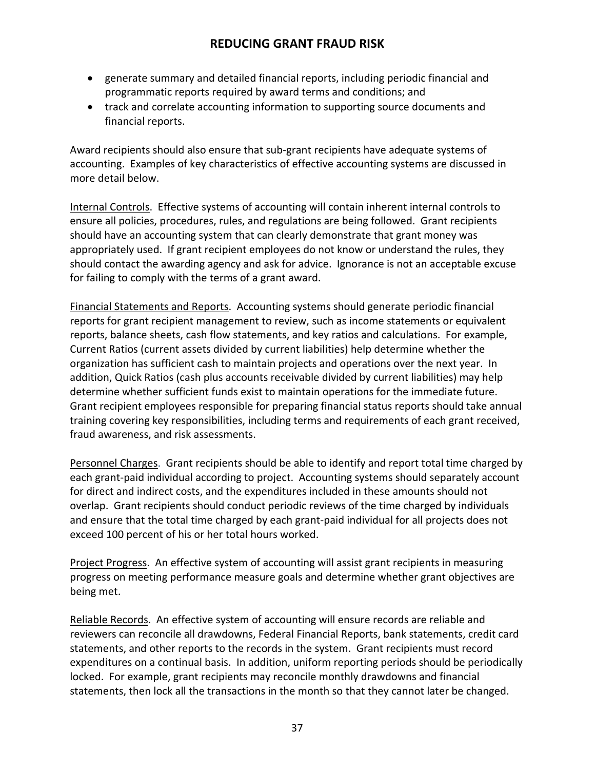- generate summary and detailed financial reports, including periodic financial and programmatic reports required by award terms and conditions; and
- track and correlate accounting information to supporting source documents and financial reports.

Award recipients should also ensure that sub-grant recipients have adequate systems of accounting. Examples of key characteristics of effective accounting systems are discussed in more detail below.

<u>Internal Controls</u>. Effective systems of accounting will contain inherent internal controls to ensure all policies, procedures, rules, and regulations are being followed. Grant recipients should have an accounting system that can clearly demonstrate that grant money was appropriately used. If grant recipient employees do not know or understand the rules, they should contact the awarding agency and ask for advice. Ignorance is not an acceptable excuse for failing to comply with the terms of a grant award.

<u>Financial Statements and Reports</u>. Accounting systems should generate periodic financial reports for grant recipient management to review, such as income statements or equivalent reports, balance sheets, cash flow statements, and key ratios and calculations. For example, Current Ratios (current assets divided by current liabilities) help determine whether the organization has sufficient cash to maintain projects and operations over the next year. In addition, Quick Ratios (cash plus accounts receivable divided by current liabilities) may help determine whether sufficient funds exist to maintain operations for the immediate future. Grant recipient employees responsible for preparing financial status reports should take annual training covering key responsibilities, including terms and requirements of each grant received, fraud awareness, and risk assessments.

<u>Personnel Charges</u>. Grant recipients should be able to identify and report total time charged by each grant-paid individual according to project. Accounting systems should separately account for direct and indirect costs, and the expenditures included in these amounts should not overlap. Grant recipients should conduct periodic reviews of the time charged by individuals and ensure that the total time charged by each grant-paid individual for all projects does not exceed 100 percent of his or her total hours worked.

<u>Project Progress</u>. An effective system of accounting will assist grant recipients in measuring progress on meeting performance measure goals and determine whether grant objectives are being met.

<u>Reliable Records</u>. An effective system of accounting will ensure records are reliable and reviewers can reconcile all drawdowns, Federal Financial Reports, bank statements, credit card statements, and other reports to the records in the system. Grant recipients must record expenditures on a continual basis. In addition, uniform reporting periods should be periodically locked. For example, grant recipients may reconcile monthly drawdowns and financial statements, then lock all the transactions in the month so that they cannot later be changed.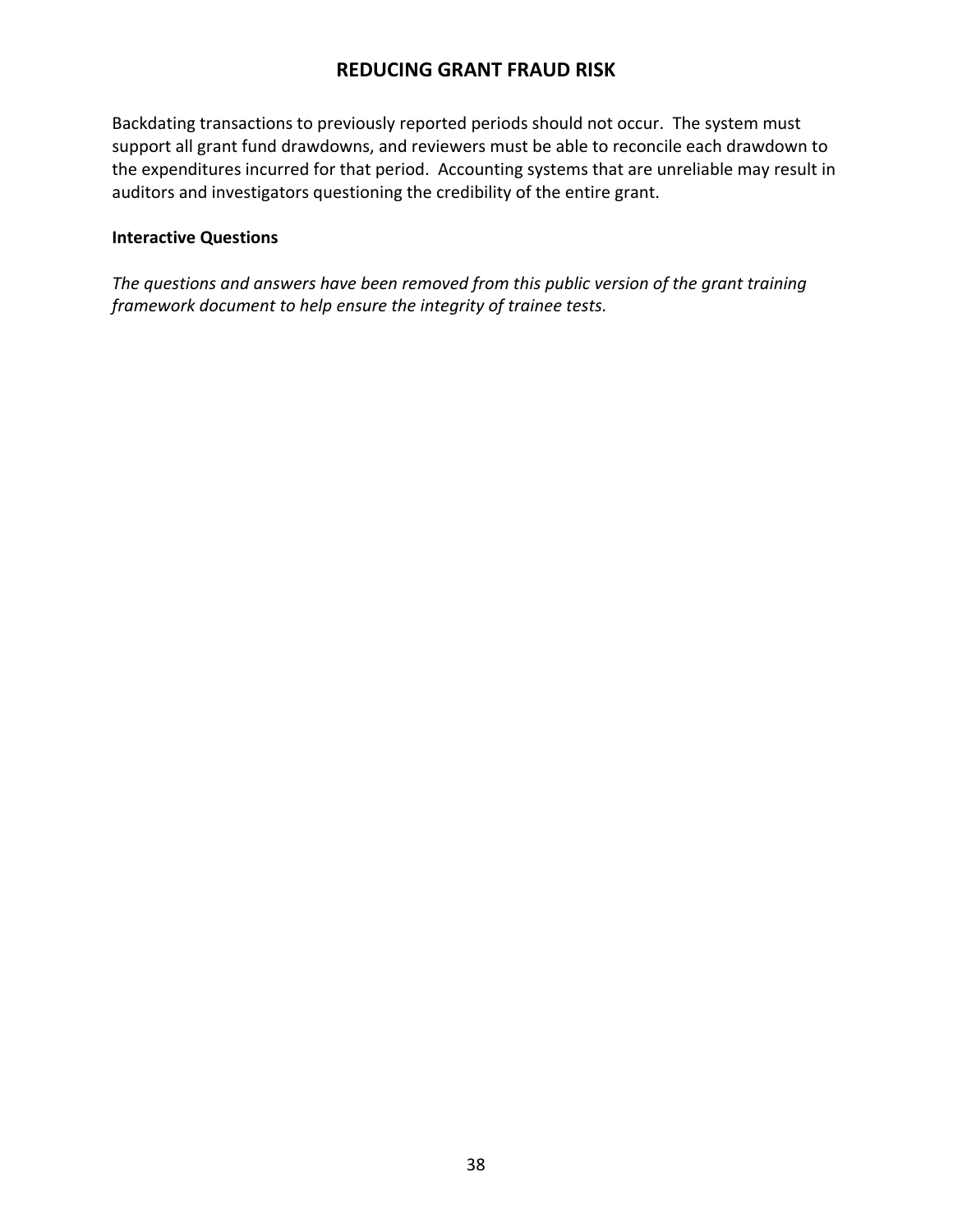Backdating transactions to previously reported periods should not occur. The system must support all grant fund drawdowns, and reviewers must be able to reconcile each drawdown to the expenditures incurred for that period. Accounting systems that are unreliable may result in auditors and investigators questioning the credibility of the entire grant.

**Interactive Questions**

*The questions and answers have been removed from this public version of the grant training framework document to help ensure the integrity of trainee tests.*